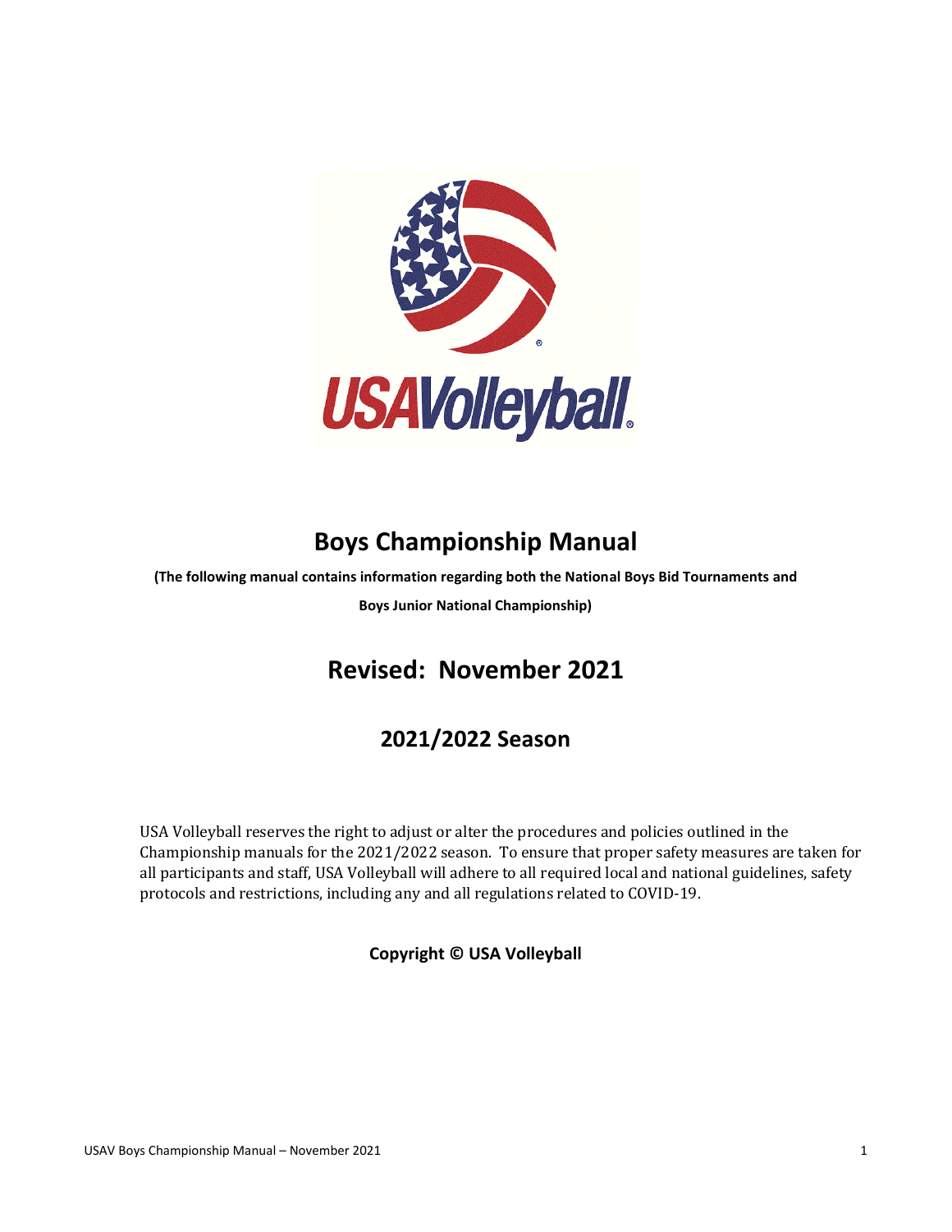# Boys Championship Manual

**(The following manual contains information regarding both the National Boys Bid Tournaments and Boys Junior National Championship)**

## Revised: November 2021

### 2021/2022 Season

USA Volleyball reserves the right to adjust or alter the procedures and policies outlined in the Championship manuals for the 2021/2022 season. To ensure that proper safety measures are taken for all participants and staff, USA Volleyball will adhere to all required local and national guidelines, safety protocols and restrictions, including any and all regulations related to COVID-19.

**Copyright © USA Volleyball**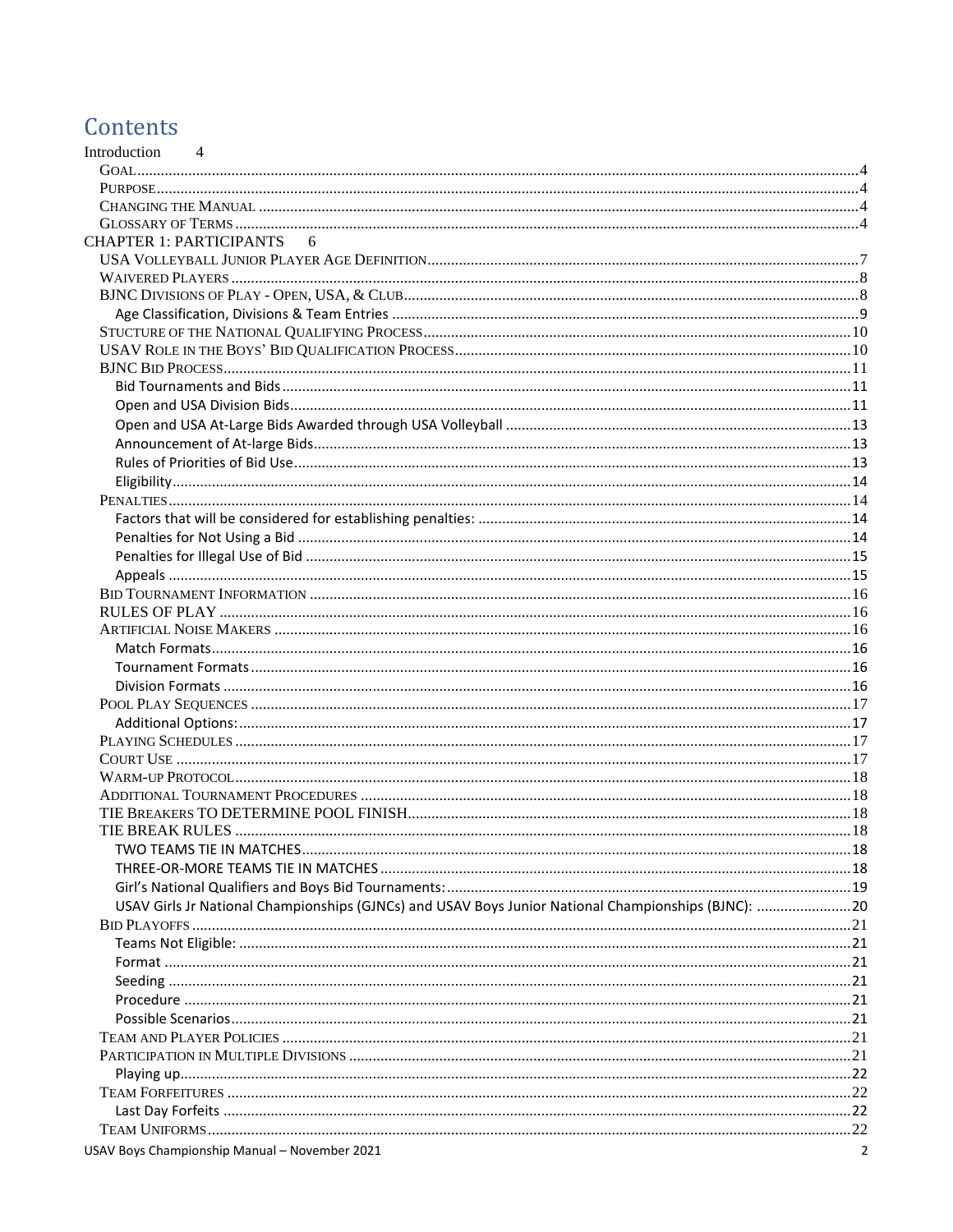# Contents

Introduction 4

- Goal ... 4
- Purpose ... 4
- Changing the Manual ... 4
- Glossary of Terms ... 4

CHAPTER 1: PARTICIPANTS 6

- USA Volleyball Junior Player Age Definition ... 7
- Waivered Players ... 8
- BJNC Divisions of Play - Open, USA, & Club ... 8
  - Age Classification, Divisions & Team Entries ... 9
- Stucture of the National Qualifying Process ... 10
- USAV Role in the Boys' Bid Qualification Process ... 10
- BJNC Bid Process ... 11
  - Bid Tournaments and Bids ... 11
  - Open and USA Division Bids ... 11
  - Open and USA At-Large Bids Awarded through USA Volleyball ... 13
  - Announcement of At-large Bids ... 13
  - Rules of Priorities of Bid Use ... 13
  - Eligibility ... 14
- Penalties ... 14
  - Factors that will be considered for establishing penalties: ... 14
  - Penalties for Not Using a Bid ... 14
  - Penalties for Illegal Use of Bid ... 15
  - Appeals ... 15
- Bid Tournament Information ... 16
- RULES OF PLAY ... 16
- Artificial Noise Makers ... 16
  - Match Formats ... 16
  - Tournament Formats ... 16
  - Division Formats ... 16
- Pool Play Sequences ... 17
  - Additional Options: ... 17
- Playing Schedules ... 17
- Court Use ... 17
- Warm-up Protocol ... 18
- Additional Tournament Procedures ... 18
- TIE Breakers TO DETERMINE POOL FINISH ... 18
- TIE BREAK RULES ... 18
  - TWO TEAMS TIE IN MATCHES ... 18
  - THREE-OR-MORE TEAMS TIE IN MATCHES ... 18
  - Girl's National Qualifiers and Boys Bid Tournaments: ... 19
  - USAV Girls Jr National Championships (GJNCs) and USAV Boys Junior National Championships (BJNC): ... 20
- Bid Playoffs ... 21
  - Teams Not Eligible: ... 21
  - Format ... 21
  - Seeding ... 21
  - Procedure ... 21
  - Possible Scenarios ... 21
- Team and Player Policies ... 21
- Participation in Multiple Divisions ... 21
  - Playing up ... 22
- Team Forfeitures ... 22
  - Last Day Forfeits ... 22
- Team Uniforms ... 22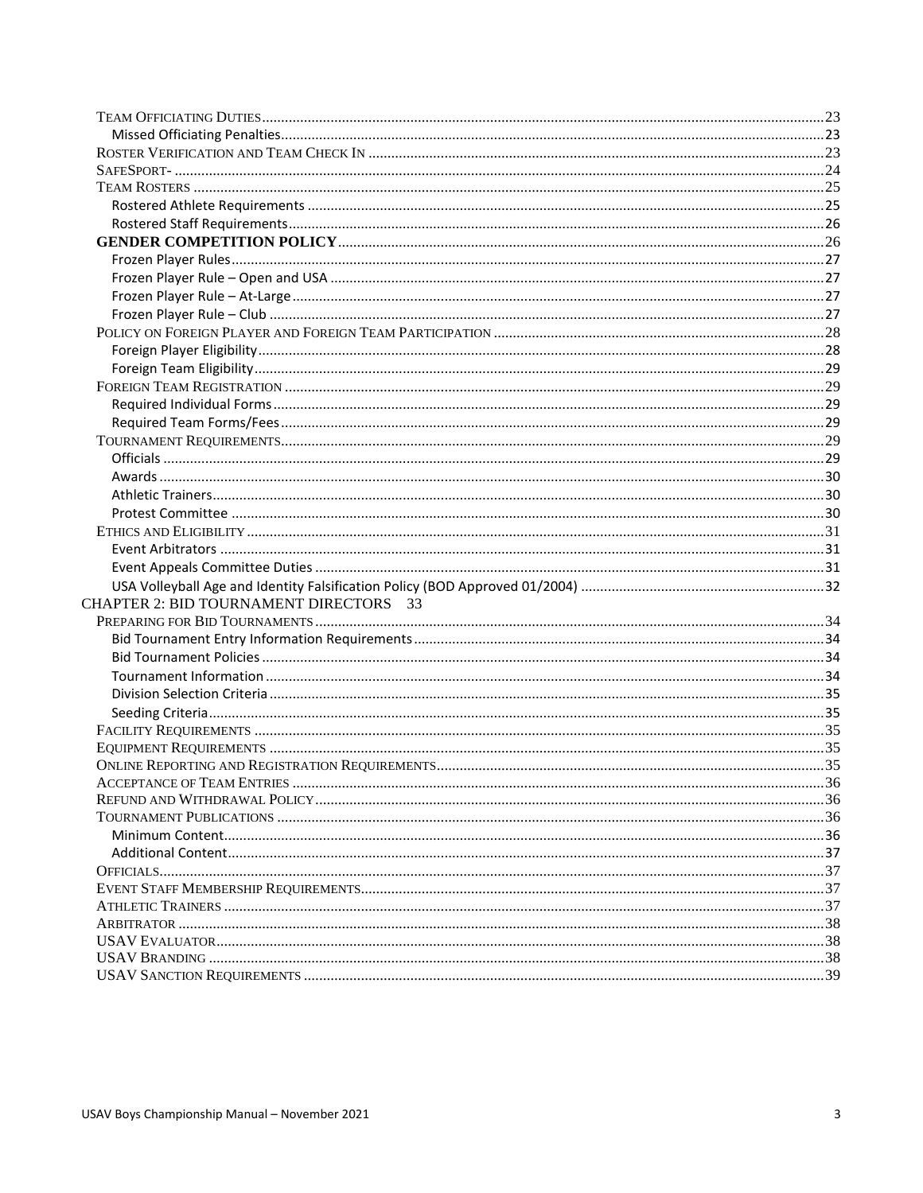Team Officiating Duties ..... 23
- Missed Officiating Penalties ..... 23

Roster Verification and Team Check In ..... 23

SafeSport- ..... 24

Team Rosters ..... 25
- Rostered Athlete Requirements ..... 25
- Rostered Staff Requirements ..... 26

**GENDER COMPETITION POLICY** ..... 26
- Frozen Player Rules ..... 27
- Frozen Player Rule – Open and USA ..... 27
- Frozen Player Rule – At-Large ..... 27
- Frozen Player Rule – Club ..... 27

Policy on Foreign Player and Foreign Team Participation ..... 28
- Foreign Player Eligibility ..... 28
- Foreign Team Eligibility ..... 29

Foreign Team Registration ..... 29
- Required Individual Forms ..... 29
- Required Team Forms/Fees ..... 29

Tournament Requirements ..... 29
- Officials ..... 29
- Awards ..... 30
- Athletic Trainers ..... 30
- Protest Committee ..... 30

Ethics and Eligibility ..... 31
- Event Arbitrators ..... 31
- Event Appeals Committee Duties ..... 31
- USA Volleyball Age and Identity Falsification Policy (BOD Approved 01/2004) ..... 32

CHAPTER 2: BID TOURNAMENT DIRECTORS 33

Preparing for Bid Tournaments ..... 34
- Bid Tournament Entry Information Requirements ..... 34
- Bid Tournament Policies ..... 34
- Tournament Information ..... 34
- Division Selection Criteria ..... 35
- Seeding Criteria ..... 35

Facility Requirements ..... 35

Equipment Requirements ..... 35

Online Reporting and Registration Requirements ..... 35

Acceptance of Team Entries ..... 36

Refund and Withdrawal Policy ..... 36

Tournament Publications ..... 36
- Minimum Content ..... 36
- Additional Content ..... 37

Officials ..... 37

Event Staff Membership Requirements ..... 37

Athletic Trainers ..... 37

Arbitrator ..... 38

USAV Evaluator ..... 38

USAV Branding ..... 38

USAV Sanction Requirements ..... 39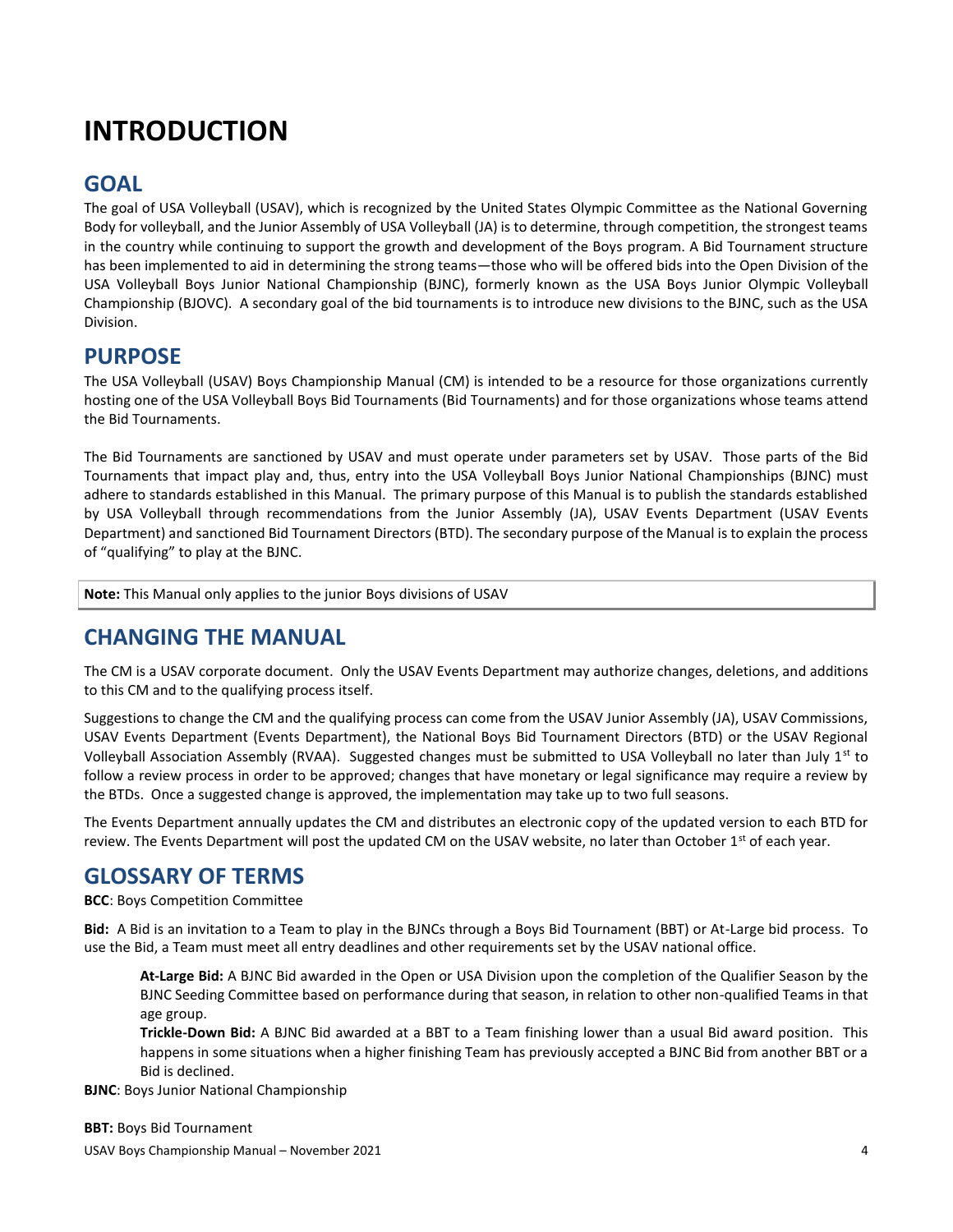# INTRODUCTION

## GOAL

The goal of USA Volleyball (USAV), which is recognized by the United States Olympic Committee as the National Governing Body for volleyball, and the Junior Assembly of USA Volleyball (JA) is to determine, through competition, the strongest teams in the country while continuing to support the growth and development of the Boys program. A Bid Tournament structure has been implemented to aid in determining the strong teams—those who will be offered bids into the Open Division of the USA Volleyball Boys Junior National Championship (BJNC), formerly known as the USA Boys Junior Olympic Volleyball Championship (BJOVC). A secondary goal of the bid tournaments is to introduce new divisions to the BJNC, such as the USA Division.

## PURPOSE

The USA Volleyball (USAV) Boys Championship Manual (CM) is intended to be a resource for those organizations currently hosting one of the USA Volleyball Boys Bid Tournaments (Bid Tournaments) and for those organizations whose teams attend the Bid Tournaments.

The Bid Tournaments are sanctioned by USAV and must operate under parameters set by USAV. Those parts of the Bid Tournaments that impact play and, thus, entry into the USA Volleyball Boys Junior National Championships (BJNC) must adhere to standards established in this Manual. The primary purpose of this Manual is to publish the standards established by USA Volleyball through recommendations from the Junior Assembly (JA), USAV Events Department (USAV Events Department) and sanctioned Bid Tournament Directors (BTD). The secondary purpose of the Manual is to explain the process of "qualifying" to play at the BJNC.

**Note:** This Manual only applies to the junior Boys divisions of USAV

## CHANGING THE MANUAL

The CM is a USAV corporate document. Only the USAV Events Department may authorize changes, deletions, and additions to this CM and to the qualifying process itself.

Suggestions to change the CM and the qualifying process can come from the USAV Junior Assembly (JA), USAV Commissions, USAV Events Department (Events Department), the National Boys Bid Tournament Directors (BTD) or the USAV Regional Volleyball Association Assembly (RVAA). Suggested changes must be submitted to USA Volleyball no later than July 1st to follow a review process in order to be approved; changes that have monetary or legal significance may require a review by the BTDs. Once a suggested change is approved, the implementation may take up to two full seasons.

The Events Department annually updates the CM and distributes an electronic copy of the updated version to each BTD for review. The Events Department will post the updated CM on the USAV website, no later than October 1st of each year.

## GLOSSARY OF TERMS

**BCC**: Boys Competition Committee

**Bid:** A Bid is an invitation to a Team to play in the BJNCs through a Boys Bid Tournament (BBT) or At-Large bid process. To use the Bid, a Team must meet all entry deadlines and other requirements set by the USAV national office.

> **At-Large Bid:** A BJNC Bid awarded in the Open or USA Division upon the completion of the Qualifier Season by the BJNC Seeding Committee based on performance during that season, in relation to other non-qualified Teams in that age group.
>
> **Trickle-Down Bid:** A BJNC Bid awarded at a BBT to a Team finishing lower than a usual Bid award position. This happens in some situations when a higher finishing Team has previously accepted a BJNC Bid from another BBT or a Bid is declined.

**BJNC**: Boys Junior National Championship

**BBT:** Boys Bid Tournament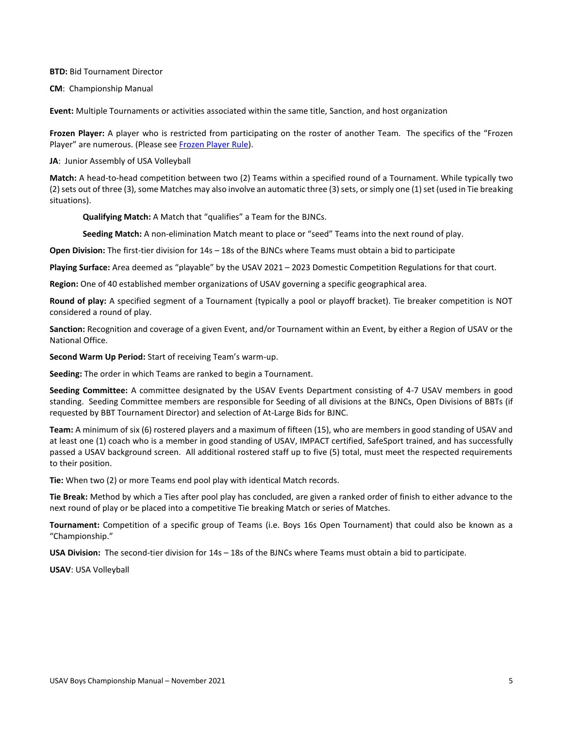**BTD:** Bid Tournament Director

**CM**: Championship Manual

**Event:** Multiple Tournaments or activities associated within the same title, Sanction, and host organization

**Frozen Player:** A player who is restricted from participating on the roster of another Team. The specifics of the "Frozen Player" are numerous. (Please see Frozen Player Rule).

**JA**: Junior Assembly of USA Volleyball

**Match:** A head-to-head competition between two (2) Teams within a specified round of a Tournament. While typically two (2) sets out of three (3), some Matches may also involve an automatic three (3) sets, or simply one (1) set (used in Tie breaking situations).

> **Qualifying Match:** A Match that "qualifies" a Team for the BJNCs.
>
> **Seeding Match:** A non-elimination Match meant to place or "seed" Teams into the next round of play.

**Open Division:** The first-tier division for 14s – 18s of the BJNCs where Teams must obtain a bid to participate

**Playing Surface:** Area deemed as "playable" by the USAV 2021 – 2023 Domestic Competition Regulations for that court.

**Region:** One of 40 established member organizations of USAV governing a specific geographical area.

**Round of play:** A specified segment of a Tournament (typically a pool or playoff bracket). Tie breaker competition is NOT considered a round of play.

**Sanction:** Recognition and coverage of a given Event, and/or Tournament within an Event, by either a Region of USAV or the National Office.

**Second Warm Up Period:** Start of receiving Team's warm-up.

**Seeding:** The order in which Teams are ranked to begin a Tournament.

**Seeding Committee:** A committee designated by the USAV Events Department consisting of 4-7 USAV members in good standing. Seeding Committee members are responsible for Seeding of all divisions at the BJNCs, Open Divisions of BBTs (if requested by BBT Tournament Director) and selection of At-Large Bids for BJNC.

**Team:** A minimum of six (6) rostered players and a maximum of fifteen (15), who are members in good standing of USAV and at least one (1) coach who is a member in good standing of USAV, IMPACT certified, SafeSport trained, and has successfully passed a USAV background screen. All additional rostered staff up to five (5) total, must meet the respected requirements to their position.

**Tie:** When two (2) or more Teams end pool play with identical Match records.

**Tie Break:** Method by which a Ties after pool play has concluded, are given a ranked order of finish to either advance to the next round of play or be placed into a competitive Tie breaking Match or series of Matches.

**Tournament:** Competition of a specific group of Teams (i.e. Boys 16s Open Tournament) that could also be known as a "Championship."

**USA Division:** The second-tier division for 14s – 18s of the BJNCs where Teams must obtain a bid to participate.

**USAV**: USA Volleyball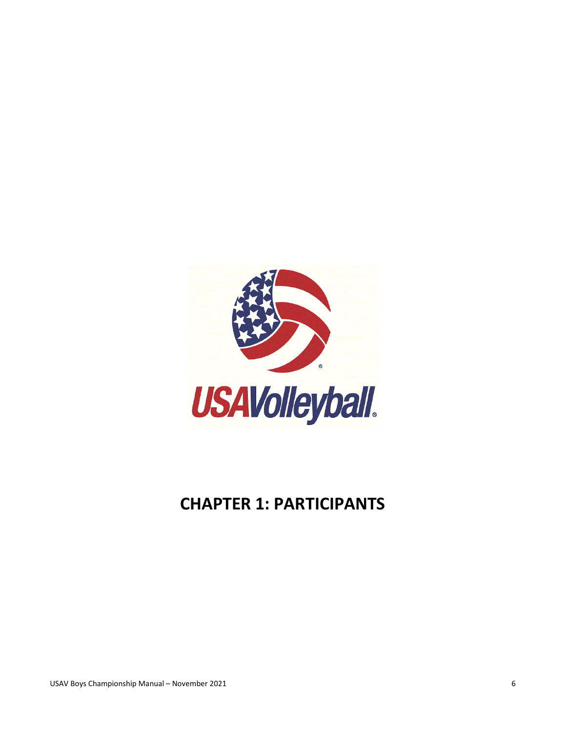# CHAPTER 1: PARTICIPANTS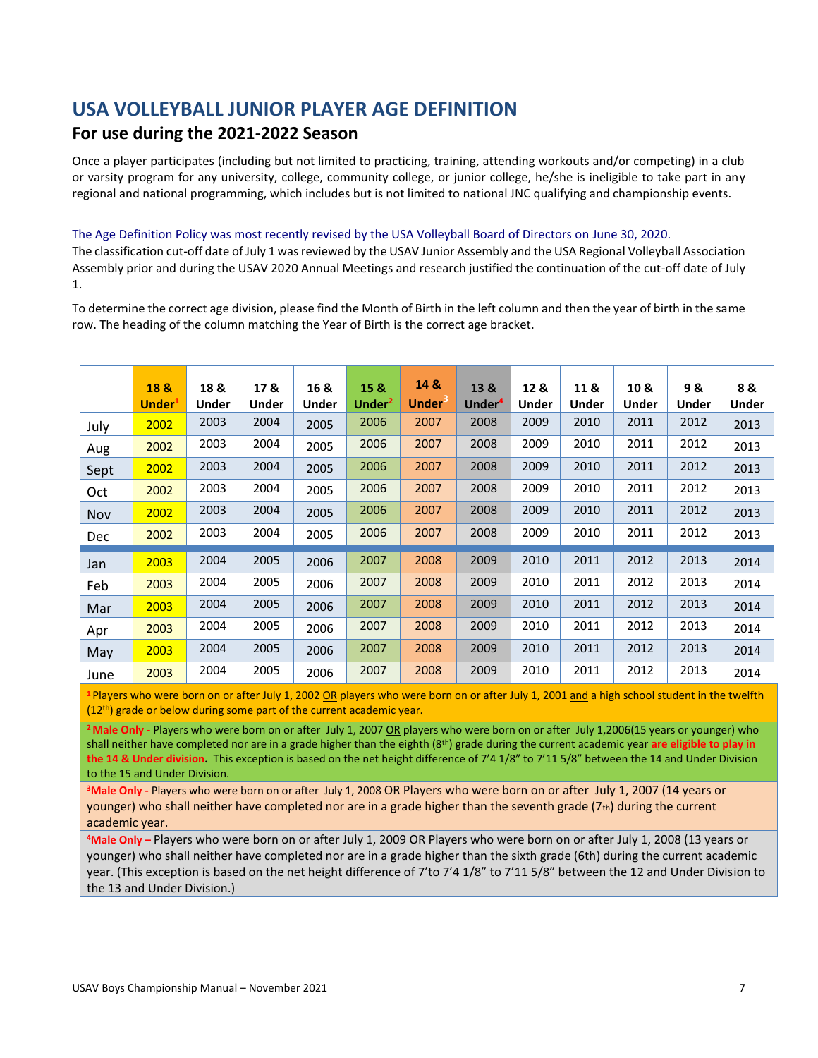# USA VOLLEYBALL JUNIOR PLAYER AGE DEFINITION

## For use during the 2021-2022 Season

Once a player participates (including but not limited to practicing, training, attending workouts and/or competing) in a club or varsity program for any university, college, community college, or junior college, he/she is ineligible to take part in any regional and national programming, which includes but is not limited to national JNC qualifying and championship events.

The Age Definition Policy was most recently revised by the USA Volleyball Board of Directors on June 30, 2020.
The classification cut-off date of July 1 was reviewed by the USAV Junior Assembly and the USA Regional Volleyball Association Assembly prior and during the USAV 2020 Annual Meetings and research justified the continuation of the cut-off date of July 1.

To determine the correct age division, please find the Month of Birth in the left column and then the year of birth in the same row. The heading of the column matching the Year of Birth is the correct age bracket.

| | 18 & Under[1] | 18 & Under | 17 & Under | 16 & Under | 15 & Under[2] | 14 & Under[3] | 13 & Under[4] | 12 & Under | 11 & Under | 10 & Under | 9 & Under | 8 & Under |
|---|---|---|---|---|---|---|---|---|---|---|---|---|
| July | 2002 | 2003 | 2004 | 2005 | 2006 | 2007 | 2008 | 2009 | 2010 | 2011 | 2012 | 2013 |
| Aug | 2002 | 2003 | 2004 | 2005 | 2006 | 2007 | 2008 | 2009 | 2010 | 2011 | 2012 | 2013 |
| Sept | 2002 | 2003 | 2004 | 2005 | 2006 | 2007 | 2008 | 2009 | 2010 | 2011 | 2012 | 2013 |
| Oct | 2002 | 2003 | 2004 | 2005 | 2006 | 2007 | 2008 | 2009 | 2010 | 2011 | 2012 | 2013 |
| Nov | 2002 | 2003 | 2004 | 2005 | 2006 | 2007 | 2008 | 2009 | 2010 | 2011 | 2012 | 2013 |
| Dec | 2002 | 2003 | 2004 | 2005 | 2006 | 2007 | 2008 | 2009 | 2010 | 2011 | 2012 | 2013 |
| Jan | 2003 | 2004 | 2005 | 2006 | 2007 | 2008 | 2009 | 2010 | 2011 | 2012 | 2013 | 2014 |
| Feb | 2003 | 2004 | 2005 | 2006 | 2007 | 2008 | 2009 | 2010 | 2011 | 2012 | 2013 | 2014 |
| Mar | 2003 | 2004 | 2005 | 2006 | 2007 | 2008 | 2009 | 2010 | 2011 | 2012 | 2013 | 2014 |
| Apr | 2003 | 2004 | 2005 | 2006 | 2007 | 2008 | 2009 | 2010 | 2011 | 2012 | 2013 | 2014 |
| May | 2003 | 2004 | 2005 | 2006 | 2007 | 2008 | 2009 | 2010 | 2011 | 2012 | 2013 | 2014 |
| June | 2003 | 2004 | 2005 | 2006 | 2007 | 2008 | 2009 | 2010 | 2011 | 2012 | 2013 | 2014 |

[1] Players who were born on or after July 1, 2002 OR players who were born on or after July 1, 2001 and a high school student in the twelfth (12th) grade or below during some part of the current academic year.

[2] **Male Only** - Players who were born on or after July 1, 2007 OR players who were born on or after July 1,2006(15 years or younger) who shall neither have completed nor are in a grade higher than the eighth (8th) grade during the current academic year **are eligible to play in the 14 & Under division**. This exception is based on the net height difference of 7'4 1/8" to 7'11 5/8" between the 14 and Under Division to the 15 and Under Division.

[3] **Male Only** - Players who were born on or after July 1, 2008 OR Players who were born on or after July 1, 2007 (14 years or younger) who shall neither have completed nor are in a grade higher than the seventh grade (7th) during the current academic year.

[4] **Male Only** – Players who were born on or after July 1, 2009 OR Players who were born on or after July 1, 2008 (13 years or younger) who shall neither have completed nor are in a grade higher than the sixth grade (6th) during the current academic year. (This exception is based on the net height difference of 7'to 7'4 1/8" to 7'11 5/8" between the 12 and Under Division to the 13 and Under Division.)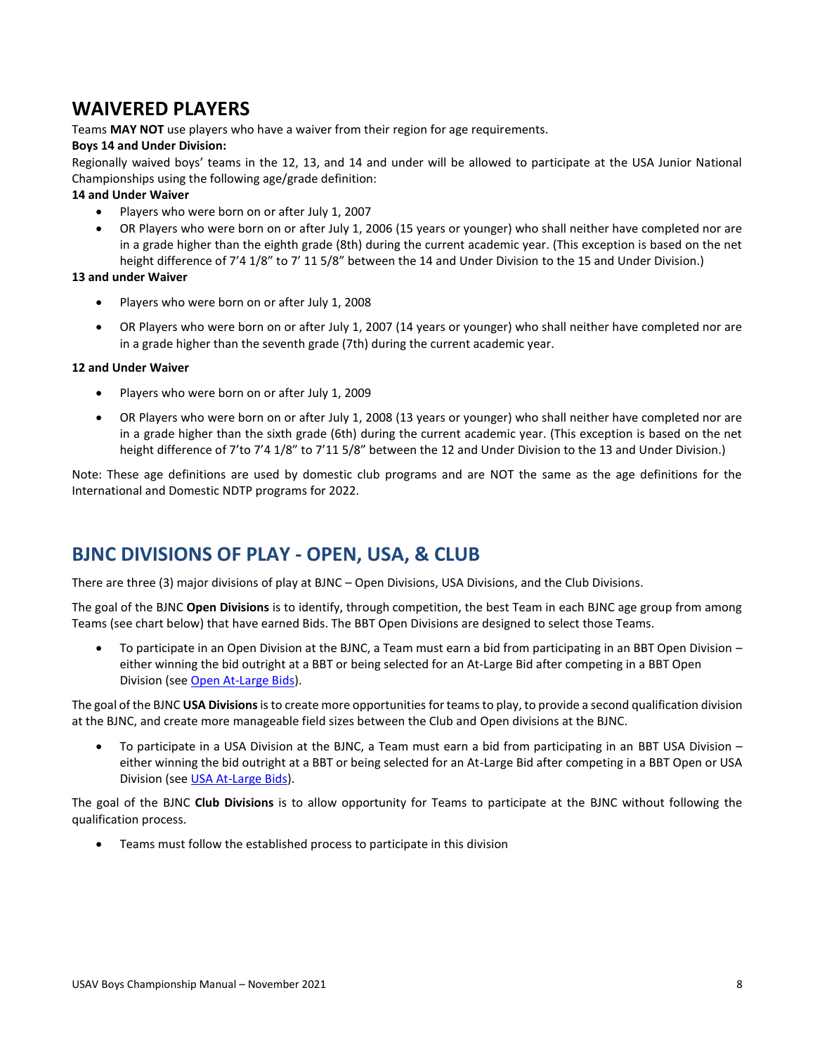## WAIVERED PLAYERS

Teams **MAY NOT** use players who have a waiver from their region for age requirements.

**Boys 14 and Under Division:**

Regionally waived boys' teams in the 12, 13, and 14 and under will be allowed to participate at the USA Junior National Championships using the following age/grade definition:

**14 and Under Waiver**

- Players who were born on or after July 1, 2007
- OR Players who were born on or after July 1, 2006 (15 years or younger) who shall neither have completed nor are in a grade higher than the eighth grade (8th) during the current academic year. (This exception is based on the net height difference of 7'4 1/8" to 7' 11 5/8" between the 14 and Under Division to the 15 and Under Division.)

**13 and under Waiver**

- Players who were born on or after July 1, 2008
- OR Players who were born on or after July 1, 2007 (14 years or younger) who shall neither have completed nor are in a grade higher than the seventh grade (7th) during the current academic year.

**12 and Under Waiver**

- Players who were born on or after July 1, 2009
- OR Players who were born on or after July 1, 2008 (13 years or younger) who shall neither have completed nor are in a grade higher than the sixth grade (6th) during the current academic year. (This exception is based on the net height difference of 7'to 7'4 1/8" to 7'11 5/8" between the 12 and Under Division to the 13 and Under Division.)

Note: These age definitions are used by domestic club programs and are NOT the same as the age definitions for the International and Domestic NDTP programs for 2022.

## BJNC DIVISIONS OF PLAY - OPEN, USA, & CLUB

There are three (3) major divisions of play at BJNC – Open Divisions, USA Divisions, and the Club Divisions.

The goal of the BJNC **Open Divisions** is to identify, through competition, the best Team in each BJNC age group from among Teams (see chart below) that have earned Bids. The BBT Open Divisions are designed to select those Teams.

- To participate in an Open Division at the BJNC, a Team must earn a bid from participating in an BBT Open Division – either winning the bid outright at a BBT or being selected for an At-Large Bid after competing in a BBT Open Division (see Open At-Large Bids).

The goal of the BJNC **USA Divisions** is to create more opportunities for teams to play, to provide a second qualification division at the BJNC, and create more manageable field sizes between the Club and Open divisions at the BJNC.

- To participate in a USA Division at the BJNC, a Team must earn a bid from participating in an BBT USA Division – either winning the bid outright at a BBT or being selected for an At-Large Bid after competing in a BBT Open or USA Division (see USA At-Large Bids).

The goal of the BJNC **Club Divisions** is to allow opportunity for Teams to participate at the BJNC without following the qualification process.

- Teams must follow the established process to participate in this division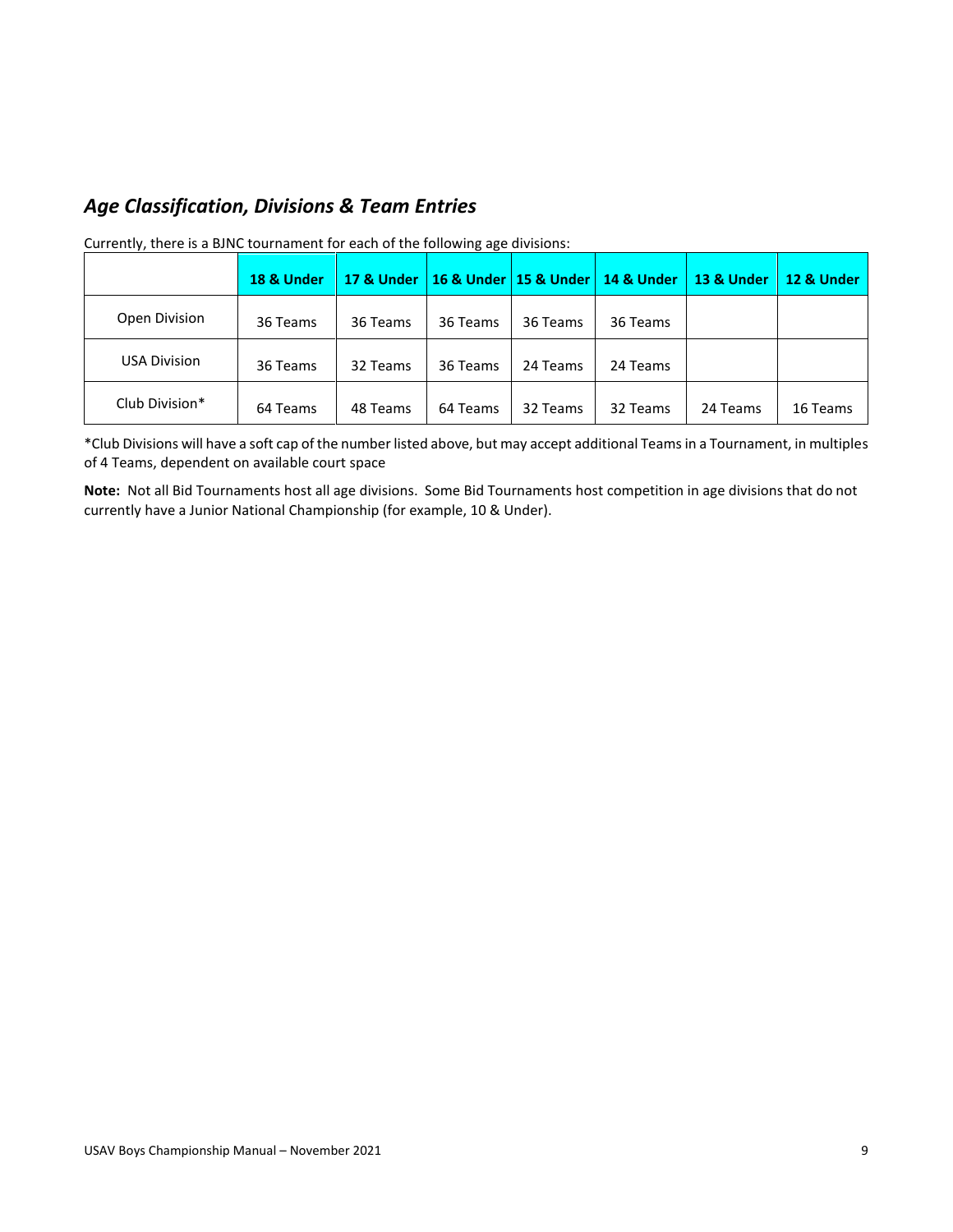## *Age Classification, Divisions & Team Entries*

Currently, there is a BJNC tournament for each of the following age divisions:

| | 18 & Under | 17 & Under | 16 & Under | 15 & Under | 14 & Under | 13 & Under | 12 & Under |
|---|---|---|---|---|---|---|---|
| Open Division | 36 Teams | 36 Teams | 36 Teams | 36 Teams | 36 Teams | | |
| USA Division | 36 Teams | 32 Teams | 36 Teams | 24 Teams | 24 Teams | | |
| Club Division* | 64 Teams | 48 Teams | 64 Teams | 32 Teams | 32 Teams | 24 Teams | 16 Teams |

*Club Divisions will have a soft cap of the number listed above, but may accept additional Teams in a Tournament, in multiples of 4 Teams, dependent on available court space

**Note:** Not all Bid Tournaments host all age divisions. Some Bid Tournaments host competition in age divisions that do not currently have a Junior National Championship (for example, 10 & Under).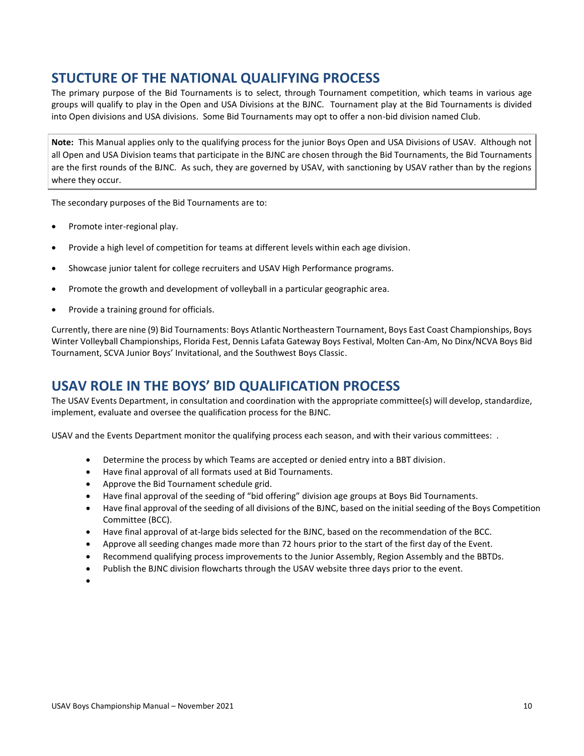## STUCTURE OF THE NATIONAL QUALIFYING PROCESS

The primary purpose of the Bid Tournaments is to select, through Tournament competition, which teams in various age groups will qualify to play in the Open and USA Divisions at the BJNC. Tournament play at the Bid Tournaments is divided into Open divisions and USA divisions. Some Bid Tournaments may opt to offer a non-bid division named Club.

> **Note:** This Manual applies only to the qualifying process for the junior Boys Open and USA Divisions of USAV. Although not all Open and USA Division teams that participate in the BJNC are chosen through the Bid Tournaments, the Bid Tournaments are the first rounds of the BJNC. As such, they are governed by USAV, with sanctioning by USAV rather than by the regions where they occur.

The secondary purposes of the Bid Tournaments are to:

- Promote inter-regional play.
- Provide a high level of competition for teams at different levels within each age division.
- Showcase junior talent for college recruiters and USAV High Performance programs.
- Promote the growth and development of volleyball in a particular geographic area.
- Provide a training ground for officials.

Currently, there are nine (9) Bid Tournaments: Boys Atlantic Northeastern Tournament, Boys East Coast Championships, Boys Winter Volleyball Championships, Florida Fest, Dennis Lafata Gateway Boys Festival, Molten Can-Am, No Dinx/NCVA Boys Bid Tournament, SCVA Junior Boys' Invitational, and the Southwest Boys Classic.

## USAV ROLE IN THE BOYS' BID QUALIFICATION PROCESS

The USAV Events Department, in consultation and coordination with the appropriate committee(s) will develop, standardize, implement, evaluate and oversee the qualification process for the BJNC.

USAV and the Events Department monitor the qualifying process each season, and with their various committees: .

- Determine the process by which Teams are accepted or denied entry into a BBT division.
- Have final approval of all formats used at Bid Tournaments.
- Approve the Bid Tournament schedule grid.
- Have final approval of the seeding of "bid offering" division age groups at Boys Bid Tournaments.
- Have final approval of the seeding of all divisions of the BJNC, based on the initial seeding of the Boys Competition Committee (BCC).
- Have final approval of at-large bids selected for the BJNC, based on the recommendation of the BCC.
- Approve all seeding changes made more than 72 hours prior to the start of the first day of the Event.
- Recommend qualifying process improvements to the Junior Assembly, Region Assembly and the BBTDs.
- Publish the BJNC division flowcharts through the USAV website three days prior to the event.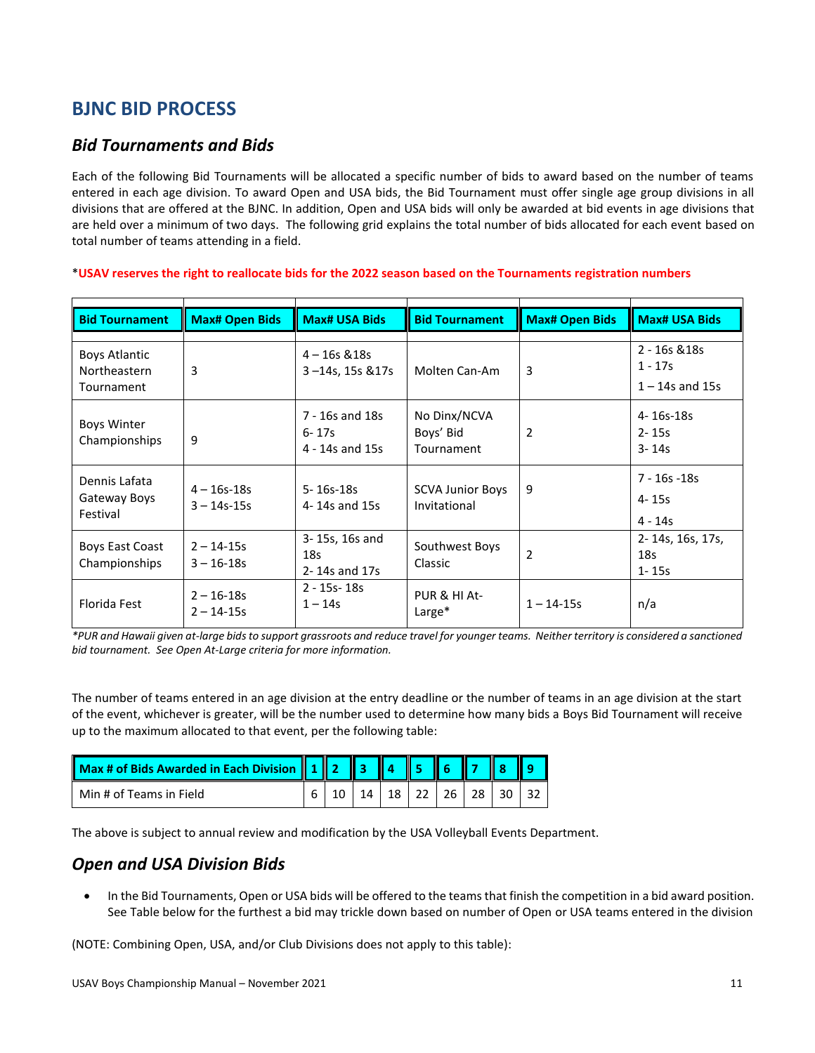## BJNC BID PROCESS

### *Bid Tournaments and Bids*

Each of the following Bid Tournaments will be allocated a specific number of bids to award based on the number of teams entered in each age division. To award Open and USA bids, the Bid Tournament must offer single age group divisions in all divisions that are offered at the BJNC. In addition, Open and USA bids will only be awarded at bid events in age divisions that are held over a minimum of two days. The following grid explains the total number of bids allocated for each event based on total number of teams attending in a field.

***USAV reserves the right to reallocate bids for the 2022 season based on the Tournaments registration numbers**

| Bid Tournament | Max# Open Bids | Max# USA Bids | Bid Tournament | Max# Open Bids | Max# USA Bids |
|---|---|---|---|---|---|
| Boys Atlantic Northeastern Tournament | 3 | 4 – 16s &18s<br>3 –14s, 15s &17s | Molten Can-Am | 3 | 2 - 16s &18s<br>1 - 17s<br>1 – 14s and 15s |
| Boys Winter Championships | 9 | 7 - 16s and 18s<br>6- 17s<br>4 - 14s and 15s | No Dinx/NCVA Boys' Bid Tournament | 2 | 4- 16s-18s<br>2- 15s<br>3- 14s |
| Dennis Lafata Gateway Boys Festival | 4 – 16s-18s<br>3 – 14s-15s | 5- 16s-18s<br>4- 14s and 15s | SCVA Junior Boys Invitational | 9 | 7 - 16s -18s<br>4- 15s<br>4 - 14s |
| Boys East Coast Championships | 2 – 14-15s<br>3 – 16-18s | 3- 15s, 16s and 18s<br>2- 14s and 17s | Southwest Boys Classic | 2 | 2- 14s, 16s, 17s, 18s<br>1- 15s |
| Florida Fest | 2 – 16-18s<br>2 – 14-15s | 2 - 15s- 18s<br>1 – 14s | PUR & HI At-Large* | 1 – 14-15s | n/a |

*\*PUR and Hawaii given at-large bids to support grassroots and reduce travel for younger teams. Neither territory is considered a sanctioned bid tournament. See Open At-Large criteria for more information.*

The number of teams entered in an age division at the entry deadline or the number of teams in an age division at the start of the event, whichever is greater, will be the number used to determine how many bids a Boys Bid Tournament will receive up to the maximum allocated to that event, per the following table:

| Max # of Bids Awarded in Each Division | 1 | 2 | 3 | 4 | 5 | 6 | 7 | 8 | 9 |
|---|---|---|---|---|---|---|---|---|---|
| Min # of Teams in Field | 6 | 10 | 14 | 18 | 22 | 26 | 28 | 30 | 32 |

The above is subject to annual review and modification by the USA Volleyball Events Department.

### *Open and USA Division Bids*

- In the Bid Tournaments, Open or USA bids will be offered to the teams that finish the competition in a bid award position. See Table below for the furthest a bid may trickle down based on number of Open or USA teams entered in the division

(NOTE: Combining Open, USA, and/or Club Divisions does not apply to this table):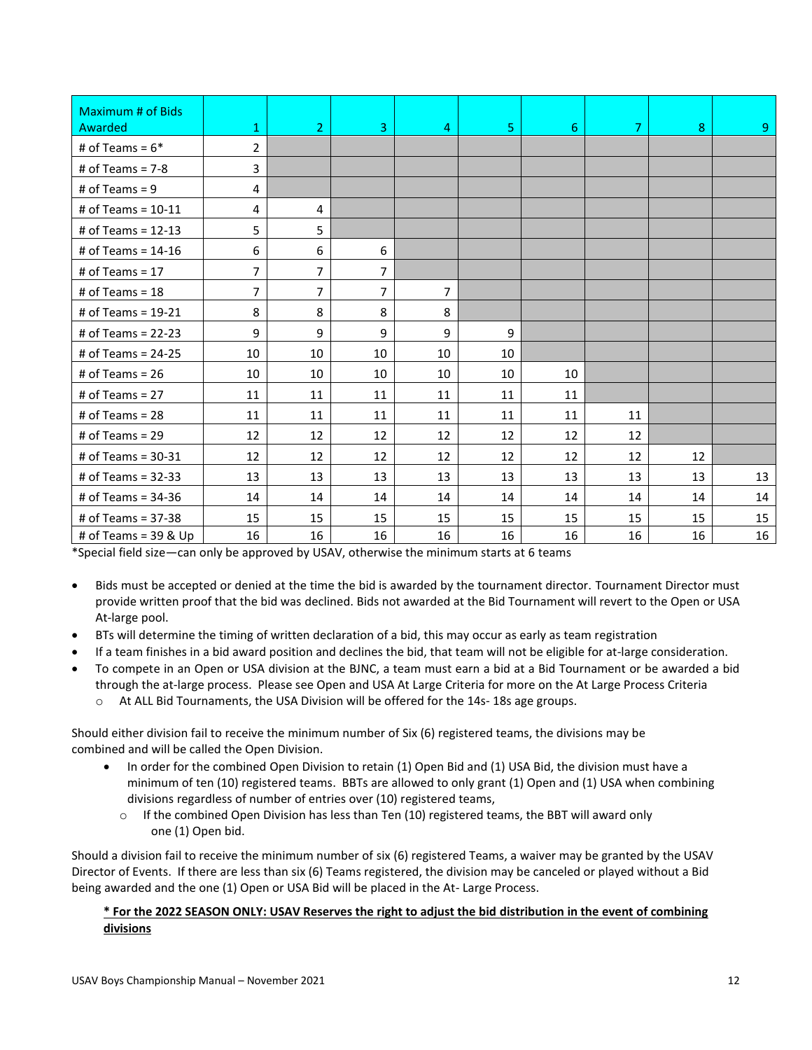| Maximum # of Bids Awarded | 1 | 2 | 3 | 4 | 5 | 6 | 7 | 8 | 9 |
|---|---|---|---|---|---|---|---|---|---|
| # of Teams = 6* | 2 | | | | | | | | |
| # of Teams = 7-8 | 3 | | | | | | | | |
| # of Teams = 9 | 4 | | | | | | | | |
| # of Teams = 10-11 | 4 | 4 | | | | | | | |
| # of Teams = 12-13 | 5 | 5 | | | | | | | |
| # of Teams = 14-16 | 6 | 6 | 6 | | | | | | |
| # of Teams = 17 | 7 | 7 | 7 | | | | | | |
| # of Teams = 18 | 7 | 7 | 7 | 7 | | | | | |
| # of Teams = 19-21 | 8 | 8 | 8 | 8 | | | | | |
| # of Teams = 22-23 | 9 | 9 | 9 | 9 | 9 | | | | |
| # of Teams = 24-25 | 10 | 10 | 10 | 10 | 10 | | | | |
| # of Teams = 26 | 10 | 10 | 10 | 10 | 10 | 10 | | | |
| # of Teams = 27 | 11 | 11 | 11 | 11 | 11 | 11 | | | |
| # of Teams = 28 | 11 | 11 | 11 | 11 | 11 | 11 | 11 | | |
| # of Teams = 29 | 12 | 12 | 12 | 12 | 12 | 12 | 12 | | |
| # of Teams = 30-31 | 12 | 12 | 12 | 12 | 12 | 12 | 12 | 12 | |
| # of Teams = 32-33 | 13 | 13 | 13 | 13 | 13 | 13 | 13 | 13 | 13 |
| # of Teams = 34-36 | 14 | 14 | 14 | 14 | 14 | 14 | 14 | 14 | 14 |
| # of Teams = 37-38 | 15 | 15 | 15 | 15 | 15 | 15 | 15 | 15 | 15 |
| # of Teams = 39 & Up | 16 | 16 | 16 | 16 | 16 | 16 | 16 | 16 | 16 |

*Special field size—can only be approved by USAV, otherwise the minimum starts at 6 teams

- Bids must be accepted or denied at the time the bid is awarded by the tournament director. Tournament Director must provide written proof that the bid was declined. Bids not awarded at the Bid Tournament will revert to the Open or USA At-large pool.
- BTs will determine the timing of written declaration of a bid, this may occur as early as team registration
- If a team finishes in a bid award position and declines the bid, that team will not be eligible for at-large consideration.
- To compete in an Open or USA division at the BJNC, a team must earn a bid at a Bid Tournament or be awarded a bid through the at-large process. Please see Open and USA At Large Criteria for more on the At Large Process Criteria
  - At ALL Bid Tournaments, the USA Division will be offered for the 14s- 18s age groups.

Should either division fail to receive the minimum number of Six (6) registered teams, the divisions may be combined and will be called the Open Division.

- In order for the combined Open Division to retain (1) Open Bid and (1) USA Bid, the division must have a minimum of ten (10) registered teams. BBTs are allowed to only grant (1) Open and (1) USA when combining divisions regardless of number of entries over (10) registered teams,
  - If the combined Open Division has less than Ten (10) registered teams, the BBT will award only one (1) Open bid.

Should a division fail to receive the minimum number of six (6) registered Teams, a waiver may be granted by the USAV Director of Events. If there are less than six (6) Teams registered, the division may be canceled or played without a Bid being awarded and the one (1) Open or USA Bid will be placed in the At- Large Process.

**<u>* For the 2022 SEASON ONLY: USAV Reserves the right to adjust the bid distribution in the event of combining divisions</u>**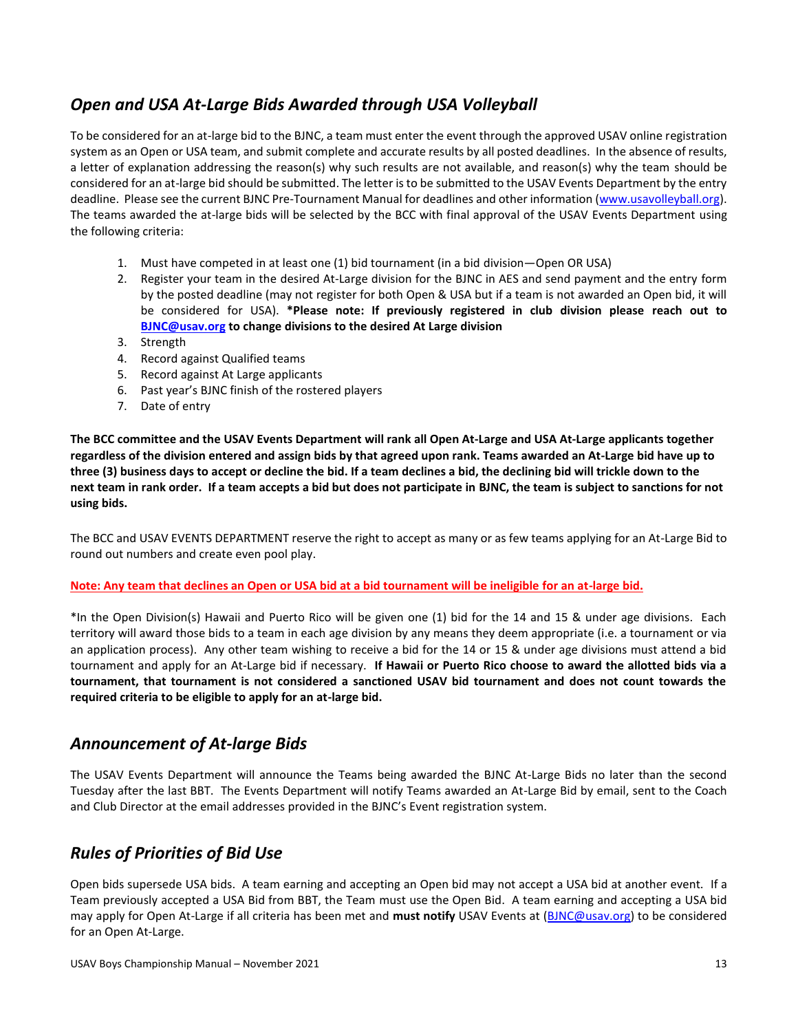## *Open and USA At-Large Bids Awarded through USA Volleyball*

To be considered for an at-large bid to the BJNC, a team must enter the event through the approved USAV online registration system as an Open or USA team, and submit complete and accurate results by all posted deadlines. In the absence of results, a letter of explanation addressing the reason(s) why such results are not available, and reason(s) why the team should be considered for an at-large bid should be submitted. The letter is to be submitted to the USAV Events Department by the entry deadline. Please see the current BJNC Pre-Tournament Manual for deadlines and other information (www.usavolleyball.org). The teams awarded the at-large bids will be selected by the BCC with final approval of the USAV Events Department using the following criteria:

1. Must have competed in at least one (1) bid tournament (in a bid division—Open OR USA)
2. Register your team in the desired At-Large division for the BJNC in AES and send payment and the entry form by the posted deadline (may not register for both Open & USA but if a team is not awarded an Open bid, it will be considered for USA). **\*Please note: If previously registered in club division please reach out to BJNC@usav.org to change divisions to the desired At Large division**
3. Strength
4. Record against Qualified teams
5. Record against At Large applicants
6. Past year's BJNC finish of the rostered players
7. Date of entry

**The BCC committee and the USAV Events Department will rank all Open At-Large and USA At-Large applicants together regardless of the division entered and assign bids by that agreed upon rank. Teams awarded an At-Large bid have up to three (3) business days to accept or decline the bid. If a team declines a bid, the declining bid will trickle down to the next team in rank order. If a team accepts a bid but does not participate in BJNC, the team is subject to sanctions for not using bids.**

The BCC and USAV EVENTS DEPARTMENT reserve the right to accept as many or as few teams applying for an At-Large Bid to round out numbers and create even pool play.

**Note: Any team that declines an Open or USA bid at a bid tournament will be ineligible for an at-large bid.**

\*In the Open Division(s) Hawaii and Puerto Rico will be given one (1) bid for the 14 and 15 & under age divisions. Each territory will award those bids to a team in each age division by any means they deem appropriate (i.e. a tournament or via an application process). Any other team wishing to receive a bid for the 14 or 15 & under age divisions must attend a bid tournament and apply for an At-Large bid if necessary. **If Hawaii or Puerto Rico choose to award the allotted bids via a tournament, that tournament is not considered a sanctioned USAV bid tournament and does not count towards the required criteria to be eligible to apply for an at-large bid.**

## *Announcement of At-large Bids*

The USAV Events Department will announce the Teams being awarded the BJNC At-Large Bids no later than the second Tuesday after the last BBT. The Events Department will notify Teams awarded an At-Large Bid by email, sent to the Coach and Club Director at the email addresses provided in the BJNC's Event registration system.

## *Rules of Priorities of Bid Use*

Open bids supersede USA bids. A team earning and accepting an Open bid may not accept a USA bid at another event. If a Team previously accepted a USA Bid from BBT, the Team must use the Open Bid. A team earning and accepting a USA bid may apply for Open At-Large if all criteria has been met and **must notify** USAV Events at (BJNC@usav.org) to be considered for an Open At-Large.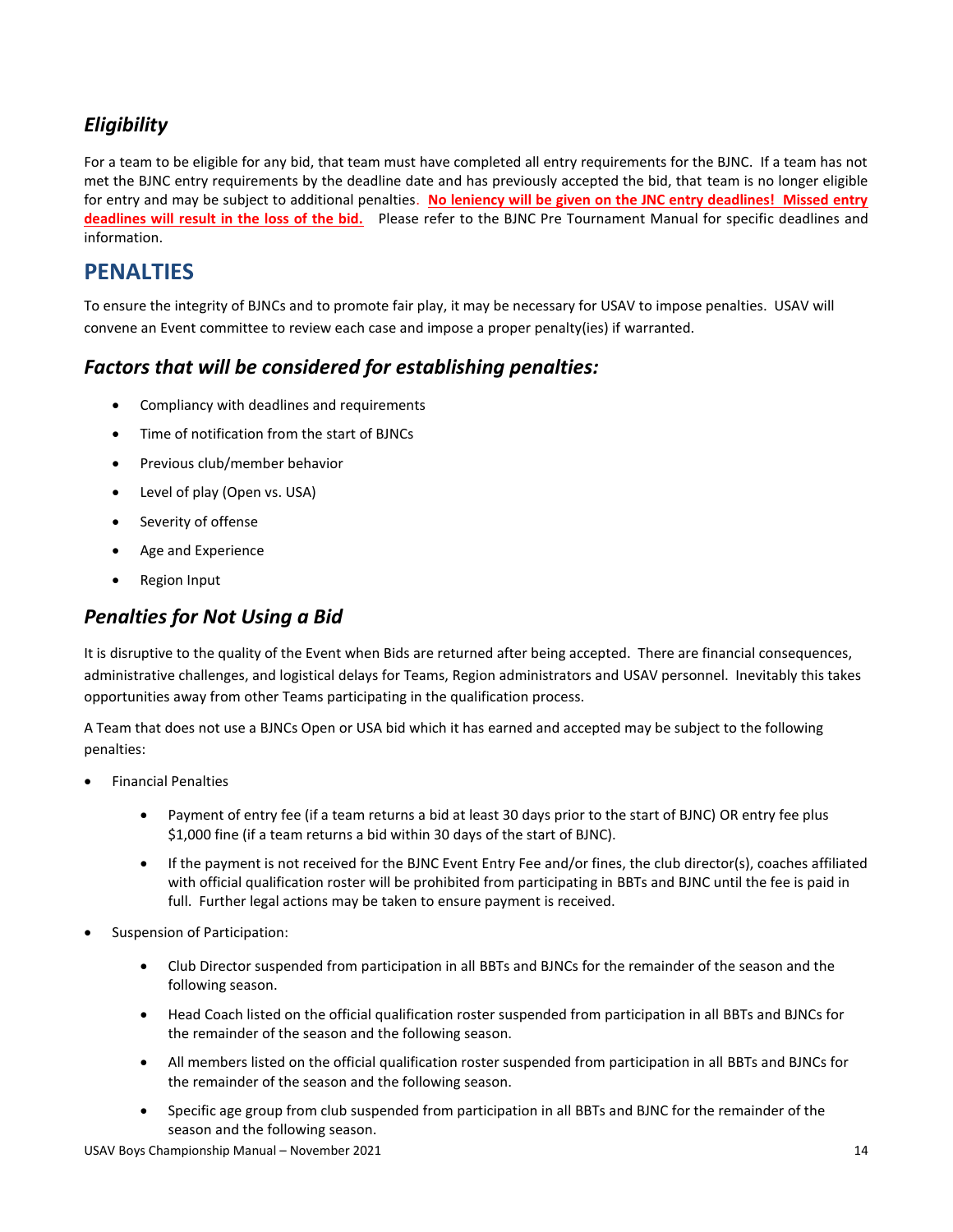### *Eligibility*

For a team to be eligible for any bid, that team must have completed all entry requirements for the BJNC. If a team has not met the BJNC entry requirements by the deadline date and has previously accepted the bid, that team is no longer eligible for entry and may be subject to additional penalties. **No leniency will be given on the JNC entry deadlines! Missed entry deadlines will result in the loss of the bid.** Please refer to the BJNC Pre Tournament Manual for specific deadlines and information.

## PENALTIES

To ensure the integrity of BJNCs and to promote fair play, it may be necessary for USAV to impose penalties. USAV will convene an Event committee to review each case and impose a proper penalty(ies) if warranted.

### *Factors that will be considered for establishing penalties:*

- Compliancy with deadlines and requirements
- Time of notification from the start of BJNCs
- Previous club/member behavior
- Level of play (Open vs. USA)
- Severity of offense
- Age and Experience
- Region Input

### *Penalties for Not Using a Bid*

It is disruptive to the quality of the Event when Bids are returned after being accepted. There are financial consequences, administrative challenges, and logistical delays for Teams, Region administrators and USAV personnel. Inevitably this takes opportunities away from other Teams participating in the qualification process.

A Team that does not use a BJNCs Open or USA bid which it has earned and accepted may be subject to the following penalties:

- Financial Penalties
  - Payment of entry fee (if a team returns a bid at least 30 days prior to the start of BJNC) OR entry fee plus $1,000 fine (if a team returns a bid within 30 days of the start of BJNC).
  - If the payment is not received for the BJNC Event Entry Fee and/or fines, the club director(s), coaches affiliated with official qualification roster will be prohibited from participating in BBTs and BJNC until the fee is paid in full. Further legal actions may be taken to ensure payment is received.
- Suspension of Participation:
  - Club Director suspended from participation in all BBTs and BJNCs for the remainder of the season and the following season.
  - Head Coach listed on the official qualification roster suspended from participation in all BBTs and BJNCs for the remainder of the season and the following season.
  - All members listed on the official qualification roster suspended from participation in all BBTs and BJNCs for the remainder of the season and the following season.
  - Specific age group from club suspended from participation in all BBTs and BJNC for the remainder of the season and the following season.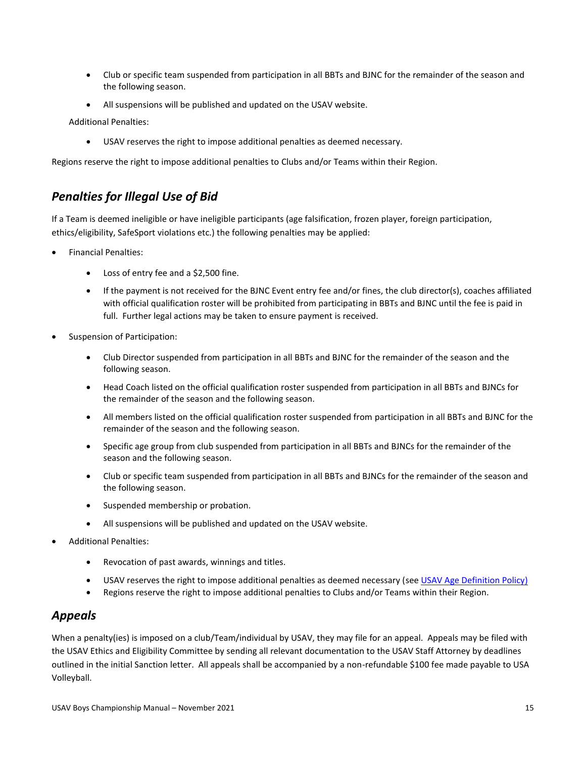- Club or specific team suspended from participation in all BBTs and BJNC for the remainder of the season and the following season.
- All suspensions will be published and updated on the USAV website.

Additional Penalties:

- USAV reserves the right to impose additional penalties as deemed necessary.

Regions reserve the right to impose additional penalties to Clubs and/or Teams within their Region.

## *Penalties for Illegal Use of Bid*

If a Team is deemed ineligible or have ineligible participants (age falsification, frozen player, foreign participation, ethics/eligibility, SafeSport violations etc.) the following penalties may be applied:

- Financial Penalties:
  - Loss of entry fee and a $2,500 fine.
  - If the payment is not received for the BJNC Event entry fee and/or fines, the club director(s), coaches affiliated with official qualification roster will be prohibited from participating in BBTs and BJNC until the fee is paid in full. Further legal actions may be taken to ensure payment is received.
- Suspension of Participation:
  - Club Director suspended from participation in all BBTs and BJNC for the remainder of the season and the following season.
  - Head Coach listed on the official qualification roster suspended from participation in all BBTs and BJNCs for the remainder of the season and the following season.
  - All members listed on the official qualification roster suspended from participation in all BBTs and BJNC for the remainder of the season and the following season.
  - Specific age group from club suspended from participation in all BBTs and BJNCs for the remainder of the season and the following season.
  - Club or specific team suspended from participation in all BBTs and BJNCs for the remainder of the season and the following season.
  - Suspended membership or probation.
  - All suspensions will be published and updated on the USAV website.
- Additional Penalties:
  - Revocation of past awards, winnings and titles.
  - USAV reserves the right to impose additional penalties as deemed necessary (see USAV Age Definition Policy)
  - Regions reserve the right to impose additional penalties to Clubs and/or Teams within their Region.

## *Appeals*

When a penalty(ies) is imposed on a club/Team/individual by USAV, they may file for an appeal. Appeals may be filed with the USAV Ethics and Eligibility Committee by sending all relevant documentation to the USAV Staff Attorney by deadlines outlined in the initial Sanction letter. All appeals shall be accompanied by a non-refundable $100 fee made payable to USA Volleyball.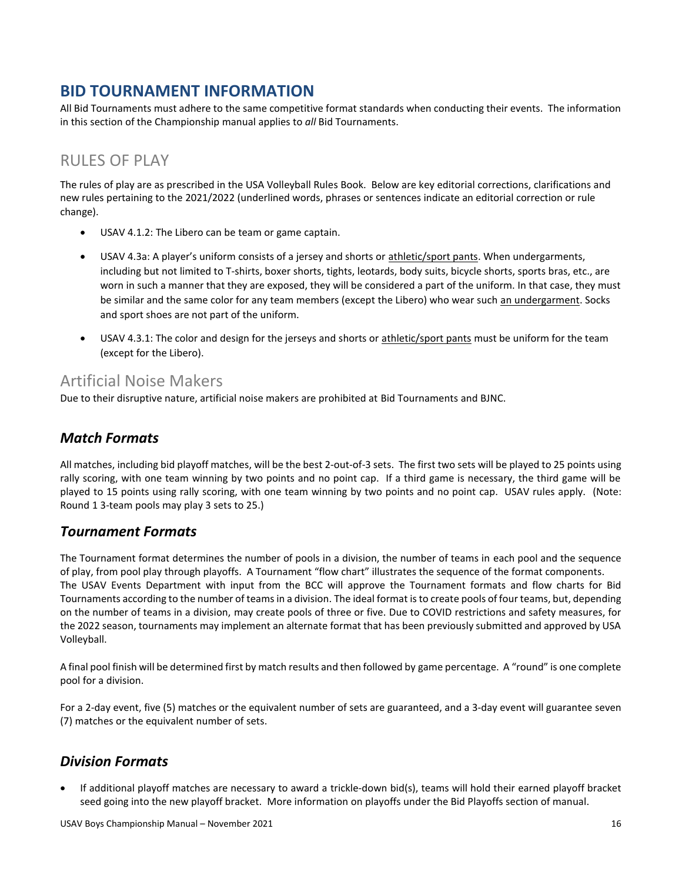# BID TOURNAMENT INFORMATION

All Bid Tournaments must adhere to the same competitive format standards when conducting their events. The information in this section of the Championship manual applies to *all* Bid Tournaments.

## RULES OF PLAY

The rules of play are as prescribed in the USA Volleyball Rules Book. Below are key editorial corrections, clarifications and new rules pertaining to the 2021/2022 (underlined words, phrases or sentences indicate an editorial correction or rule change).

- USAV 4.1.2: The Libero can be team or game captain.
- USAV 4.3a: A player's uniform consists of a jersey and shorts or <u>athletic/sport pants</u>. When undergarments, including but not limited to T-shirts, boxer shorts, tights, leotards, body suits, bicycle shorts, sports bras, etc., are worn in such a manner that they are exposed, they will be considered a part of the uniform. In that case, they must be similar and the same color for any team members (except the Libero) who wear such <u>an undergarment</u>. Socks and sport shoes are not part of the uniform.
- USAV 4.3.1: The color and design for the jerseys and shorts or <u>athletic/sport pants</u> must be uniform for the team (except for the Libero).

## Artificial Noise Makers

Due to their disruptive nature, artificial noise makers are prohibited at Bid Tournaments and BJNC.

### *Match Formats*

All matches, including bid playoff matches, will be the best 2-out-of-3 sets. The first two sets will be played to 25 points using rally scoring, with one team winning by two points and no point cap. If a third game is necessary, the third game will be played to 15 points using rally scoring, with one team winning by two points and no point cap. USAV rules apply. (Note: Round 1 3-team pools may play 3 sets to 25.)

### *Tournament Formats*

The Tournament format determines the number of pools in a division, the number of teams in each pool and the sequence of play, from pool play through playoffs. A Tournament "flow chart" illustrates the sequence of the format components. The USAV Events Department with input from the BCC will approve the Tournament formats and flow charts for Bid Tournaments according to the number of teams in a division. The ideal format is to create pools of four teams, but, depending on the number of teams in a division, may create pools of three or five. Due to COVID restrictions and safety measures, for the 2022 season, tournaments may implement an alternate format that has been previously submitted and approved by USA Volleyball.

A final pool finish will be determined first by match results and then followed by game percentage. A "round" is one complete pool for a division.

For a 2-day event, five (5) matches or the equivalent number of sets are guaranteed, and a 3-day event will guarantee seven (7) matches or the equivalent number of sets.

### *Division Formats*

- If additional playoff matches are necessary to award a trickle-down bid(s), teams will hold their earned playoff bracket seed going into the new playoff bracket. More information on playoffs under the Bid Playoffs section of manual.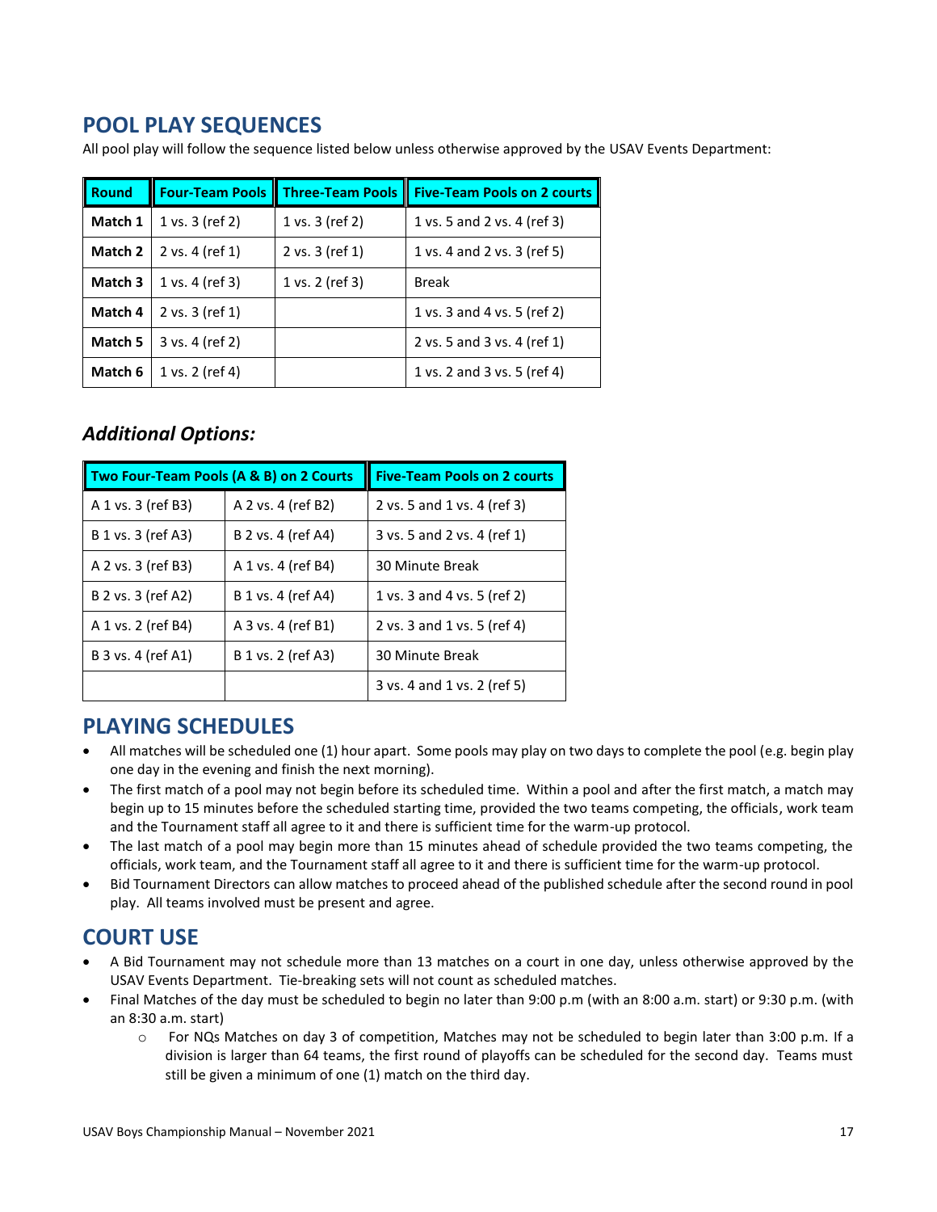## POOL PLAY SEQUENCES

All pool play will follow the sequence listed below unless otherwise approved by the USAV Events Department:

| Round | Four-Team Pools | Three-Team Pools | Five-Team Pools on 2 courts |
|---|---|---|---|
| **Match 1** | 1 vs. 3 (ref 2) | 1 vs. 3 (ref 2) | 1 vs. 5 and 2 vs. 4 (ref 3) |
| **Match 2** | 2 vs. 4 (ref 1) | 2 vs. 3 (ref 1) | 1 vs. 4 and 2 vs. 3 (ref 5) |
| **Match 3** | 1 vs. 4 (ref 3) | 1 vs. 2 (ref 3) | Break |
| **Match 4** | 2 vs. 3 (ref 1) | | 1 vs. 3 and 4 vs. 5 (ref 2) |
| **Match 5** | 3 vs. 4 (ref 2) | | 2 vs. 5 and 3 vs. 4 (ref 1) |
| **Match 6** | 1 vs. 2 (ref 4) | | 1 vs. 2 and 3 vs. 5 (ref 4) |

### *Additional Options:*

| Two Four-Team Pools (A & B) on 2 Courts | | Five-Team Pools on 2 courts |
|---|---|---|
| A 1 vs. 3 (ref B3) | A 2 vs. 4 (ref B2) | 2 vs. 5 and 1 vs. 4 (ref 3) |
| B 1 vs. 3 (ref A3) | B 2 vs. 4 (ref A4) | 3 vs. 5 and 2 vs. 4 (ref 1) |
| A 2 vs. 3 (ref B3) | A 1 vs. 4 (ref B4) | 30 Minute Break |
| B 2 vs. 3 (ref A2) | B 1 vs. 4 (ref A4) | 1 vs. 3 and 4 vs. 5 (ref 2) |
| A 1 vs. 2 (ref B4) | A 3 vs. 4 (ref B1) | 2 vs. 3 and 1 vs. 5 (ref 4) |
| B 3 vs. 4 (ref A1) | B 1 vs. 2 (ref A3) | 30 Minute Break |
| | | 3 vs. 4 and 1 vs. 2 (ref 5) |

## PLAYING SCHEDULES

- All matches will be scheduled one (1) hour apart. Some pools may play on two days to complete the pool (e.g. begin play one day in the evening and finish the next morning).
- The first match of a pool may not begin before its scheduled time. Within a pool and after the first match, a match may begin up to 15 minutes before the scheduled starting time, provided the two teams competing, the officials, work team and the Tournament staff all agree to it and there is sufficient time for the warm-up protocol.
- The last match of a pool may begin more than 15 minutes ahead of schedule provided the two teams competing, the officials, work team, and the Tournament staff all agree to it and there is sufficient time for the warm-up protocol.
- Bid Tournament Directors can allow matches to proceed ahead of the published schedule after the second round in pool play. All teams involved must be present and agree.

## COURT USE

- A Bid Tournament may not schedule more than 13 matches on a court in one day, unless otherwise approved by the USAV Events Department. Tie-breaking sets will not count as scheduled matches.
- Final Matches of the day must be scheduled to begin no later than 9:00 p.m (with an 8:00 a.m. start) or 9:30 p.m. (with an 8:30 a.m. start)
    - For NQs Matches on day 3 of competition, Matches may not be scheduled to begin later than 3:00 p.m. If a division is larger than 64 teams, the first round of playoffs can be scheduled for the second day. Teams must still be given a minimum of one (1) match on the third day.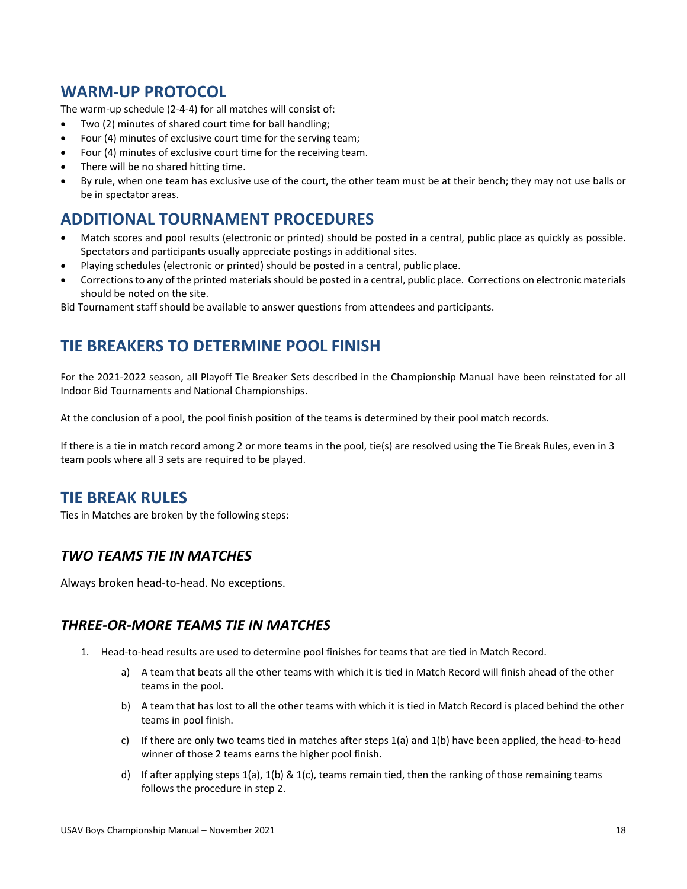## WARM-UP PROTOCOL

The warm-up schedule (2-4-4) for all matches will consist of:

- Two (2) minutes of shared court time for ball handling;
- Four (4) minutes of exclusive court time for the serving team;
- Four (4) minutes of exclusive court time for the receiving team.
- There will be no shared hitting time.
- By rule, when one team has exclusive use of the court, the other team must be at their bench; they may not use balls or be in spectator areas.

## ADDITIONAL TOURNAMENT PROCEDURES

- Match scores and pool results (electronic or printed) should be posted in a central, public place as quickly as possible. Spectators and participants usually appreciate postings in additional sites.
- Playing schedules (electronic or printed) should be posted in a central, public place.
- Corrections to any of the printed materials should be posted in a central, public place. Corrections on electronic materials should be noted on the site.

Bid Tournament staff should be available to answer questions from attendees and participants.

## TIE BREAKERS TO DETERMINE POOL FINISH

For the 2021-2022 season, all Playoff Tie Breaker Sets described in the Championship Manual have been reinstated for all Indoor Bid Tournaments and National Championships.

At the conclusion of a pool, the pool finish position of the teams is determined by their pool match records.

If there is a tie in match record among 2 or more teams in the pool, tie(s) are resolved using the Tie Break Rules, even in 3 team pools where all 3 sets are required to be played.

## TIE BREAK RULES

Ties in Matches are broken by the following steps:

### *TWO TEAMS TIE IN MATCHES*

Always broken head-to-head. No exceptions.

### *THREE-OR-MORE TEAMS TIE IN MATCHES*

1. Head-to-head results are used to determine pool finishes for teams that are tied in Match Record.
    a) A team that beats all the other teams with which it is tied in Match Record will finish ahead of the other teams in the pool.
    b) A team that has lost to all the other teams with which it is tied in Match Record is placed behind the other teams in pool finish.
    c) If there are only two teams tied in matches after steps 1(a) and 1(b) have been applied, the head-to-head winner of those 2 teams earns the higher pool finish.
    d) If after applying steps 1(a), 1(b) & 1(c), teams remain tied, then the ranking of those remaining teams follows the procedure in step 2.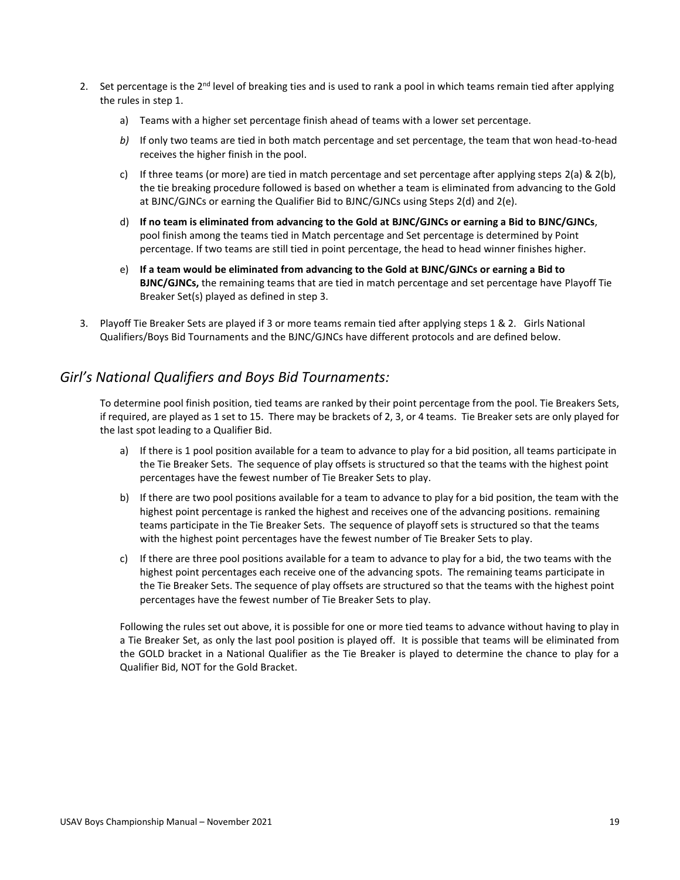2. Set percentage is the 2nd level of breaking ties and is used to rank a pool in which teams remain tied after applying the rules in step 1.

    a) Teams with a higher set percentage finish ahead of teams with a lower set percentage.

    *b)* If only two teams are tied in both match percentage and set percentage, the team that won head-to-head receives the higher finish in the pool.

    c) If three teams (or more) are tied in match percentage and set percentage after applying steps 2(a) & 2(b), the tie breaking procedure followed is based on whether a team is eliminated from advancing to the Gold at BJNC/GJNCs or earning the Qualifier Bid to BJNC/GJNCs using Steps 2(d) and 2(e).

    d) **If no team is eliminated from advancing to the Gold at BJNC/GJNCs or earning a Bid to BJNC/GJNCs**, pool finish among the teams tied in Match percentage and Set percentage is determined by Point percentage. If two teams are still tied in point percentage, the head to head winner finishes higher.

    e) **If a team would be eliminated from advancing to the Gold at BJNC/GJNCs or earning a Bid to BJNC/GJNCs,** the remaining teams that are tied in match percentage and set percentage have Playoff Tie Breaker Set(s) played as defined in step 3.

3. Playoff Tie Breaker Sets are played if 3 or more teams remain tied after applying steps 1 & 2. Girls National Qualifiers/Boys Bid Tournaments and the BJNC/GJNCs have different protocols and are defined below.

## *Girl's National Qualifiers and Boys Bid Tournaments:*

To determine pool finish position, tied teams are ranked by their point percentage from the pool. Tie Breakers Sets, if required, are played as 1 set to 15. There may be brackets of 2, 3, or 4 teams. Tie Breaker sets are only played for the last spot leading to a Qualifier Bid.

a) If there is 1 pool position available for a team to advance to play for a bid position, all teams participate in the Tie Breaker Sets. The sequence of play offsets is structured so that the teams with the highest point percentages have the fewest number of Tie Breaker Sets to play.

b) If there are two pool positions available for a team to advance to play for a bid position, the team with the highest point percentage is ranked the highest and receives one of the advancing positions. remaining teams participate in the Tie Breaker Sets. The sequence of playoff sets is structured so that the teams with the highest point percentages have the fewest number of Tie Breaker Sets to play.

c) If there are three pool positions available for a team to advance to play for a bid, the two teams with the highest point percentages each receive one of the advancing spots. The remaining teams participate in the Tie Breaker Sets. The sequence of play offsets are structured so that the teams with the highest point percentages have the fewest number of Tie Breaker Sets to play.

Following the rules set out above, it is possible for one or more tied teams to advance without having to play in a Tie Breaker Set, as only the last pool position is played off. It is possible that teams will be eliminated from the GOLD bracket in a National Qualifier as the Tie Breaker is played to determine the chance to play for a Qualifier Bid, NOT for the Gold Bracket.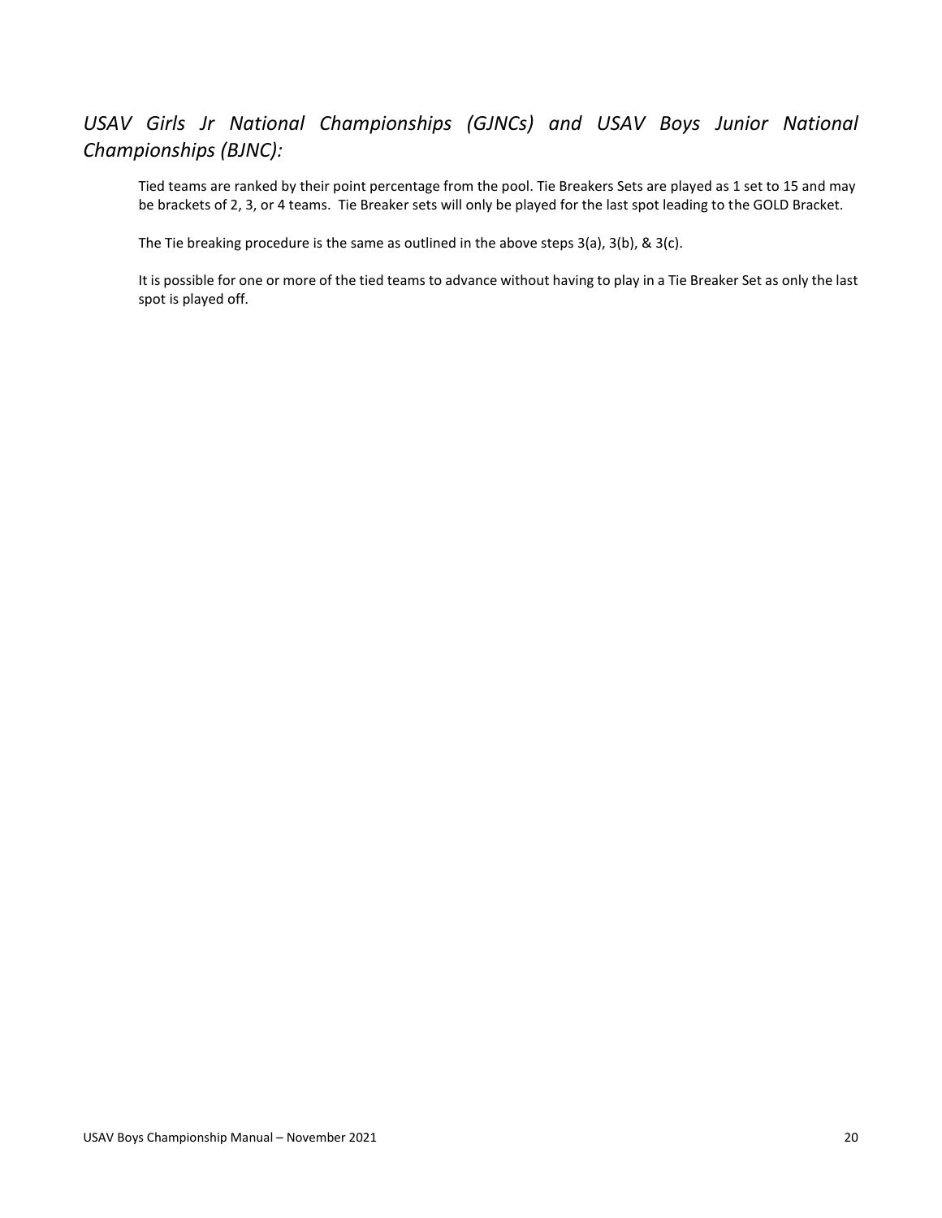### *USAV Girls Jr National Championships (GJNCs) and USAV Boys Junior National Championships (BJNC):*

Tied teams are ranked by their point percentage from the pool. Tie Breakers Sets are played as 1 set to 15 and may be brackets of 2, 3, or 4 teams. Tie Breaker sets will only be played for the last spot leading to the GOLD Bracket.

The Tie breaking procedure is the same as outlined in the above steps 3(a), 3(b), & 3(c).

It is possible for one or more of the tied teams to advance without having to play in a Tie Breaker Set as only the last spot is played off.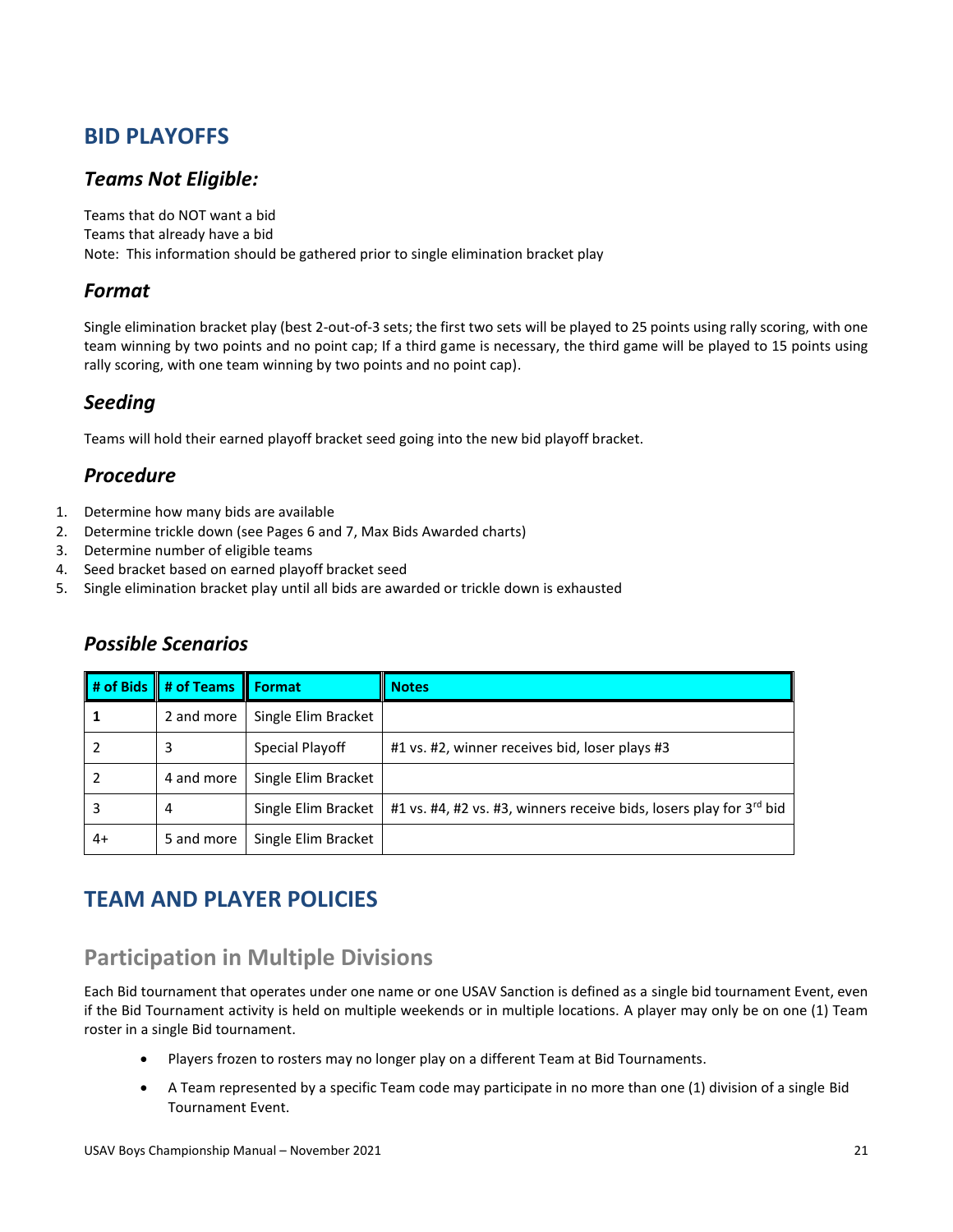## BID PLAYOFFS

### *Teams Not Eligible:*

Teams that do NOT want a bid
Teams that already have a bid
Note: This information should be gathered prior to single elimination bracket play

### *Format*

Single elimination bracket play (best 2-out-of-3 sets; the first two sets will be played to 25 points using rally scoring, with one team winning by two points and no point cap; If a third game is necessary, the third game will be played to 15 points using rally scoring, with one team winning by two points and no point cap).

### *Seeding*

Teams will hold their earned playoff bracket seed going into the new bid playoff bracket.

### *Procedure*

1. Determine how many bids are available
2. Determine trickle down (see Pages 6 and 7, Max Bids Awarded charts)
3. Determine number of eligible teams
4. Seed bracket based on earned playoff bracket seed
5. Single elimination bracket play until all bids are awarded or trickle down is exhausted

### *Possible Scenarios*

| # of Bids | # of Teams | Format | Notes |
|---|---|---|---|
| **1** | 2 and more | Single Elim Bracket | |
| 2 | 3 | Special Playoff | #1 vs. #2, winner receives bid, loser plays #3 |
| 2 | 4 and more | Single Elim Bracket | |
| 3 | 4 | Single Elim Bracket | #1 vs. #4, #2 vs. #3, winners receive bids, losers play for 3rd bid |
| 4+ | 5 and more | Single Elim Bracket | |

## TEAM AND PLAYER POLICIES

### Participation in Multiple Divisions

Each Bid tournament that operates under one name or one USAV Sanction is defined as a single bid tournament Event, even if the Bid Tournament activity is held on multiple weekends or in multiple locations. A player may only be on one (1) Team roster in a single Bid tournament.

- Players frozen to rosters may no longer play on a different Team at Bid Tournaments.
- A Team represented by a specific Team code may participate in no more than one (1) division of a single Bid Tournament Event.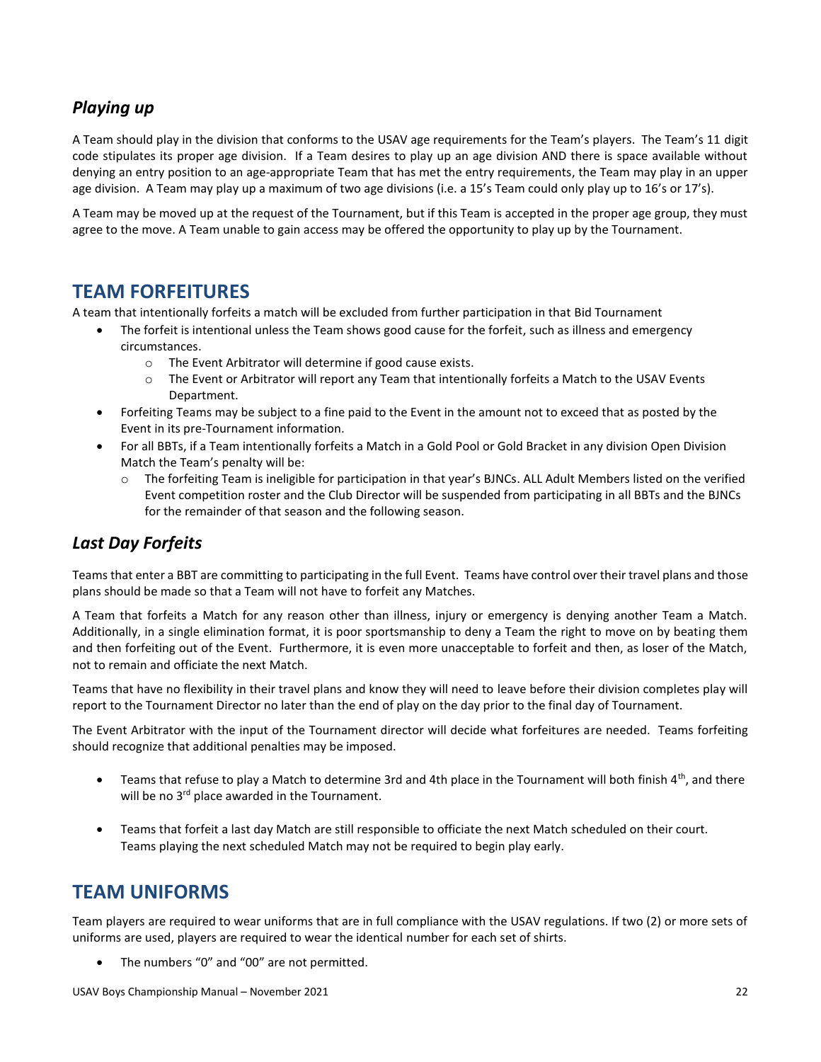### *Playing up*

A Team should play in the division that conforms to the USAV age requirements for the Team's players. The Team's 11 digit code stipulates its proper age division. If a Team desires to play up an age division AND there is space available without denying an entry position to an age-appropriate Team that has met the entry requirements, the Team may play in an upper age division. A Team may play up a maximum of two age divisions (i.e. a 15's Team could only play up to 16's or 17's).

A Team may be moved up at the request of the Tournament, but if this Team is accepted in the proper age group, they must agree to the move. A Team unable to gain access may be offered the opportunity to play up by the Tournament.

## TEAM FORFEITURES

A team that intentionally forfeits a match will be excluded from further participation in that Bid Tournament

- The forfeit is intentional unless the Team shows good cause for the forfeit, such as illness and emergency circumstances.
  - The Event Arbitrator will determine if good cause exists.
  - The Event or Arbitrator will report any Team that intentionally forfeits a Match to the USAV Events Department.
- Forfeiting Teams may be subject to a fine paid to the Event in the amount not to exceed that as posted by the Event in its pre-Tournament information.
- For all BBTs, if a Team intentionally forfeits a Match in a Gold Pool or Gold Bracket in any division Open Division Match the Team's penalty will be:
  - The forfeiting Team is ineligible for participation in that year's BJNCs. ALL Adult Members listed on the verified Event competition roster and the Club Director will be suspended from participating in all BBTs and the BJNCs for the remainder of that season and the following season.

### *Last Day Forfeits*

Teams that enter a BBT are committing to participating in the full Event. Teams have control over their travel plans and those plans should be made so that a Team will not have to forfeit any Matches.

A Team that forfeits a Match for any reason other than illness, injury or emergency is denying another Team a Match. Additionally, in a single elimination format, it is poor sportsmanship to deny a Team the right to move on by beating them and then forfeiting out of the Event. Furthermore, it is even more unacceptable to forfeit and then, as loser of the Match, not to remain and officiate the next Match.

Teams that have no flexibility in their travel plans and know they will need to leave before their division completes play will report to the Tournament Director no later than the end of play on the day prior to the final day of Tournament.

The Event Arbitrator with the input of the Tournament director will decide what forfeitures are needed. Teams forfeiting should recognize that additional penalties may be imposed.

- Teams that refuse to play a Match to determine 3rd and 4th place in the Tournament will both finish 4th, and there will be no 3rd place awarded in the Tournament.

- Teams that forfeit a last day Match are still responsible to officiate the next Match scheduled on their court. Teams playing the next scheduled Match may not be required to begin play early.

## TEAM UNIFORMS

Team players are required to wear uniforms that are in full compliance with the USAV regulations. If two (2) or more sets of uniforms are used, players are required to wear the identical number for each set of shirts.

- The numbers "0" and "00" are not permitted.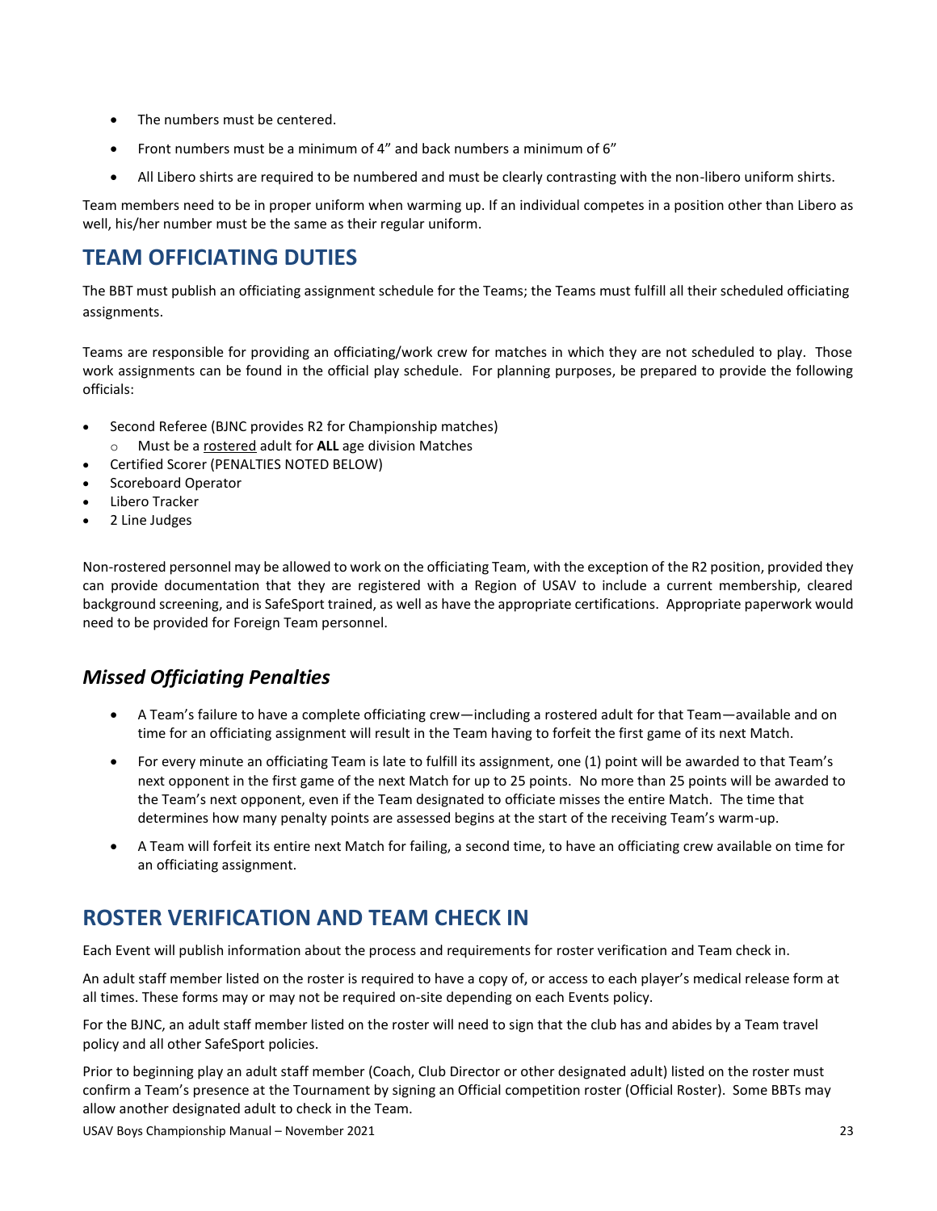- The numbers must be centered.
- Front numbers must be a minimum of 4" and back numbers a minimum of 6"
- All Libero shirts are required to be numbered and must be clearly contrasting with the non-libero uniform shirts.

Team members need to be in proper uniform when warming up. If an individual competes in a position other than Libero as well, his/her number must be the same as their regular uniform.

## TEAM OFFICIATING DUTIES

The BBT must publish an officiating assignment schedule for the Teams; the Teams must fulfill all their scheduled officiating assignments.

Teams are responsible for providing an officiating/work crew for matches in which they are not scheduled to play. Those work assignments can be found in the official play schedule. For planning purposes, be prepared to provide the following officials:

- Second Referee (BJNC provides R2 for Championship matches)
  - Must be a <u>rostered</u> adult for **ALL** age division Matches
- Certified Scorer (PENALTIES NOTED BELOW)
- Scoreboard Operator
- Libero Tracker
- 2 Line Judges

Non-rostered personnel may be allowed to work on the officiating Team, with the exception of the R2 position, provided they can provide documentation that they are registered with a Region of USAV to include a current membership, cleared background screening, and is SafeSport trained, as well as have the appropriate certifications. Appropriate paperwork would need to be provided for Foreign Team personnel.

### *Missed Officiating Penalties*

- A Team's failure to have a complete officiating crew—including a rostered adult for that Team—available and on time for an officiating assignment will result in the Team having to forfeit the first game of its next Match.
- For every minute an officiating Team is late to fulfill its assignment, one (1) point will be awarded to that Team's next opponent in the first game of the next Match for up to 25 points. No more than 25 points will be awarded to the Team's next opponent, even if the Team designated to officiate misses the entire Match. The time that determines how many penalty points are assessed begins at the start of the receiving Team's warm-up.
- A Team will forfeit its entire next Match for failing, a second time, to have an officiating crew available on time for an officiating assignment.

## ROSTER VERIFICATION AND TEAM CHECK IN

Each Event will publish information about the process and requirements for roster verification and Team check in.

An adult staff member listed on the roster is required to have a copy of, or access to each player's medical release form at all times. These forms may or may not be required on-site depending on each Events policy.

For the BJNC, an adult staff member listed on the roster will need to sign that the club has and abides by a Team travel policy and all other SafeSport policies.

Prior to beginning play an adult staff member (Coach, Club Director or other designated adult) listed on the roster must confirm a Team's presence at the Tournament by signing an Official competition roster (Official Roster). Some BBTs may allow another designated adult to check in the Team.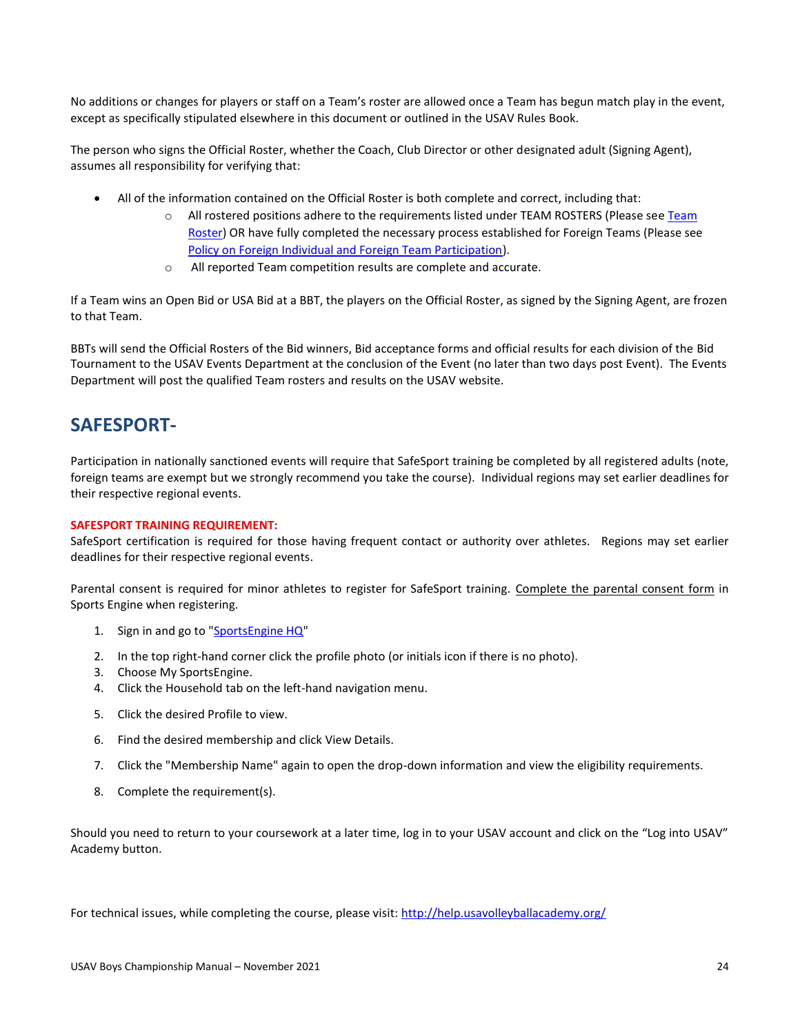No additions or changes for players or staff on a Team's roster are allowed once a Team has begun match play in the event, except as specifically stipulated elsewhere in this document or outlined in the USAV Rules Book.

The person who signs the Official Roster, whether the Coach, Club Director or other designated adult (Signing Agent), assumes all responsibility for verifying that:

- All of the information contained on the Official Roster is both complete and correct, including that:
  - All rostered positions adhere to the requirements listed under TEAM ROSTERS (Please see Team Roster) OR have fully completed the necessary process established for Foreign Teams (Please see Policy on Foreign Individual and Foreign Team Participation).
  - All reported Team competition results are complete and accurate.

If a Team wins an Open Bid or USA Bid at a BBT, the players on the Official Roster, as signed by the Signing Agent, are frozen to that Team.

BBTs will send the Official Rosters of the Bid winners, Bid acceptance forms and official results for each division of the Bid Tournament to the USAV Events Department at the conclusion of the Event (no later than two days post Event). The Events Department will post the qualified Team rosters and results on the USAV website.

## SAFESPORT-

Participation in nationally sanctioned events will require that SafeSport training be completed by all registered adults (note, foreign teams are exempt but we strongly recommend you take the course). Individual regions may set earlier deadlines for their respective regional events.

**SAFESPORT TRAINING REQUIREMENT:**
SafeSport certification is required for those having frequent contact or authority over athletes. Regions may set earlier deadlines for their respective regional events.

Parental consent is required for minor athletes to register for SafeSport training. Complete the parental consent form in Sports Engine when registering.

1. Sign in and go to "SportsEngine HQ"
2. In the top right-hand corner click the profile photo (or initials icon if there is no photo).
3. Choose My SportsEngine.
4. Click the Household tab on the left-hand navigation menu.
5. Click the desired Profile to view.
6. Find the desired membership and click View Details.
7. Click the "Membership Name" again to open the drop-down information and view the eligibility requirements.
8. Complete the requirement(s).

Should you need to return to your coursework at a later time, log in to your USAV account and click on the "Log into USAV" Academy button.

For technical issues, while completing the course, please visit: http://help.usavolleyballacademy.org/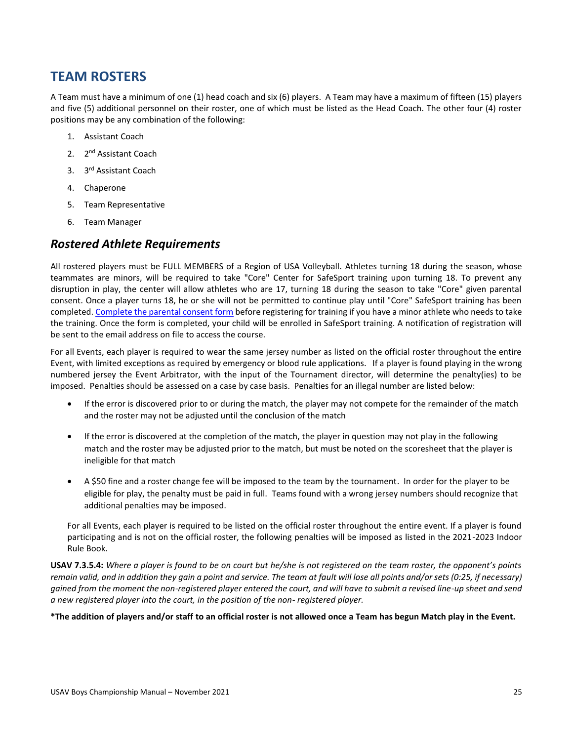## TEAM ROSTERS

A Team must have a minimum of one (1) head coach and six (6) players. A Team may have a maximum of fifteen (15) players and five (5) additional personnel on their roster, one of which must be listed as the Head Coach. The other four (4) roster positions may be any combination of the following:

1. Assistant Coach
2. 2nd Assistant Coach
3. 3rd Assistant Coach
4. Chaperone
5. Team Representative
6. Team Manager

### *Rostered Athlete Requirements*

All rostered players must be FULL MEMBERS of a Region of USA Volleyball. Athletes turning 18 during the season, whose teammates are minors, will be required to take "Core" Center for SafeSport training upon turning 18. To prevent any disruption in play, the center will allow athletes who are 17, turning 18 during the season to take "Core" given parental consent. Once a player turns 18, he or she will not be permitted to continue play until "Core" SafeSport training has been completed. Complete the parental consent form before registering for training if you have a minor athlete who needs to take the training. Once the form is completed, your child will be enrolled in SafeSport training. A notification of registration will be sent to the email address on file to access the course.

For all Events, each player is required to wear the same jersey number as listed on the official roster throughout the entire Event, with limited exceptions as required by emergency or blood rule applications. If a player is found playing in the wrong numbered jersey the Event Arbitrator, with the input of the Tournament director, will determine the penalty(ies) to be imposed. Penalties should be assessed on a case by case basis. Penalties for an illegal number are listed below:

- If the error is discovered prior to or during the match, the player may not compete for the remainder of the match and the roster may not be adjusted until the conclusion of the match
- If the error is discovered at the completion of the match, the player in question may not play in the following match and the roster may be adjusted prior to the match, but must be noted on the scoresheet that the player is ineligible for that match
- A $50 fine and a roster change fee will be imposed to the team by the tournament. In order for the player to be eligible for play, the penalty must be paid in full. Teams found with a wrong jersey numbers should recognize that additional penalties may be imposed.

For all Events, each player is required to be listed on the official roster throughout the entire event. If a player is found participating and is not on the official roster, the following penalties will be imposed as listed in the 2021-2023 Indoor Rule Book.

**USAV 7.3.5.4:** *Where a player is found to be on court but he/she is not registered on the team roster, the opponent's points remain valid, and in addition they gain a point and service. The team at fault will lose all points and/or sets (0:25, if necessary) gained from the moment the non-registered player entered the court, and will have to submit a revised line-up sheet and send a new registered player into the court, in the position of the non- registered player.*

**\*The addition of players and/or staff to an official roster is not allowed once a Team has begun Match play in the Event.**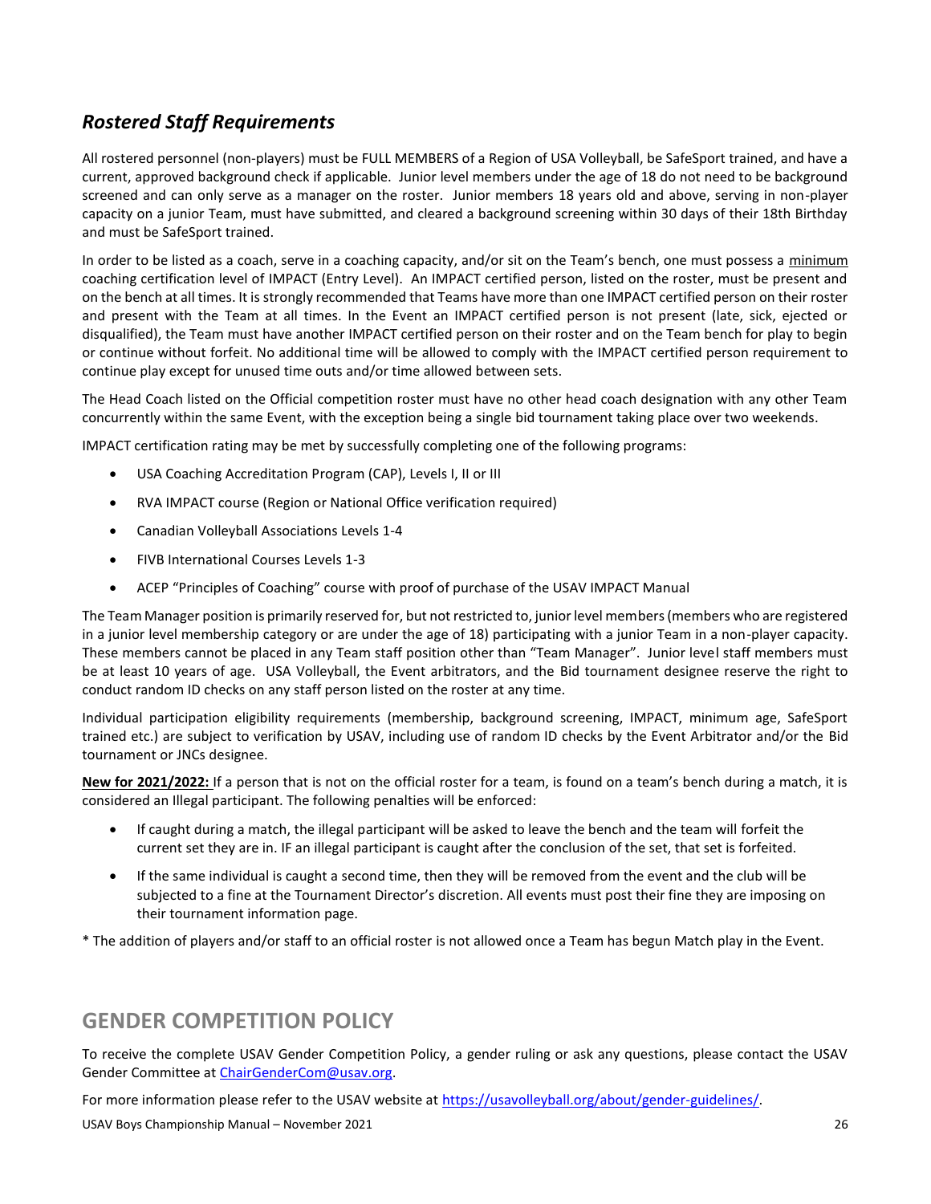## *Rostered Staff Requirements*

All rostered personnel (non-players) must be FULL MEMBERS of a Region of USA Volleyball, be SafeSport trained, and have a current, approved background check if applicable. Junior level members under the age of 18 do not need to be background screened and can only serve as a manager on the roster. Junior members 18 years old and above, serving in non-player capacity on a junior Team, must have submitted, and cleared a background screening within 30 days of their 18th Birthday and must be SafeSport trained.

In order to be listed as a coach, serve in a coaching capacity, and/or sit on the Team's bench, one must possess a <u>minimum</u> coaching certification level of IMPACT (Entry Level). An IMPACT certified person, listed on the roster, must be present and on the bench at all times. It is strongly recommended that Teams have more than one IMPACT certified person on their roster and present with the Team at all times. In the Event an IMPACT certified person is not present (late, sick, ejected or disqualified), the Team must have another IMPACT certified person on their roster and on the Team bench for play to begin or continue without forfeit. No additional time will be allowed to comply with the IMPACT certified person requirement to continue play except for unused time outs and/or time allowed between sets.

The Head Coach listed on the Official competition roster must have no other head coach designation with any other Team concurrently within the same Event, with the exception being a single bid tournament taking place over two weekends.

IMPACT certification rating may be met by successfully completing one of the following programs:

- USA Coaching Accreditation Program (CAP), Levels I, II or III
- RVA IMPACT course (Region or National Office verification required)
- Canadian Volleyball Associations Levels 1-4
- FIVB International Courses Levels 1-3
- ACEP "Principles of Coaching" course with proof of purchase of the USAV IMPACT Manual

The Team Manager position is primarily reserved for, but not restricted to, junior level members (members who are registered in a junior level membership category or are under the age of 18) participating with a junior Team in a non-player capacity. These members cannot be placed in any Team staff position other than "Team Manager". Junior level staff members must be at least 10 years of age. USA Volleyball, the Event arbitrators, and the Bid tournament designee reserve the right to conduct random ID checks on any staff person listed on the roster at any time.

Individual participation eligibility requirements (membership, background screening, IMPACT, minimum age, SafeSport trained etc.) are subject to verification by USAV, including use of random ID checks by the Event Arbitrator and/or the Bid tournament or JNCs designee.

<u>**New for 2021/2022:**</u> If a person that is not on the official roster for a team, is found on a team's bench during a match, it is considered an Illegal participant. The following penalties will be enforced:

- If caught during a match, the illegal participant will be asked to leave the bench and the team will forfeit the current set they are in. IF an illegal participant is caught after the conclusion of the set, that set is forfeited.
- If the same individual is caught a second time, then they will be removed from the event and the club will be subjected to a fine at the Tournament Director's discretion. All events must post their fine they are imposing on their tournament information page.

\* The addition of players and/or staff to an official roster is not allowed once a Team has begun Match play in the Event.

# GENDER COMPETITION POLICY

To receive the complete USAV Gender Competition Policy, a gender ruling or ask any questions, please contact the USAV Gender Committee at ChairGenderCom@usav.org.

For more information please refer to the USAV website at https://usavolleyball.org/about/gender-guidelines/.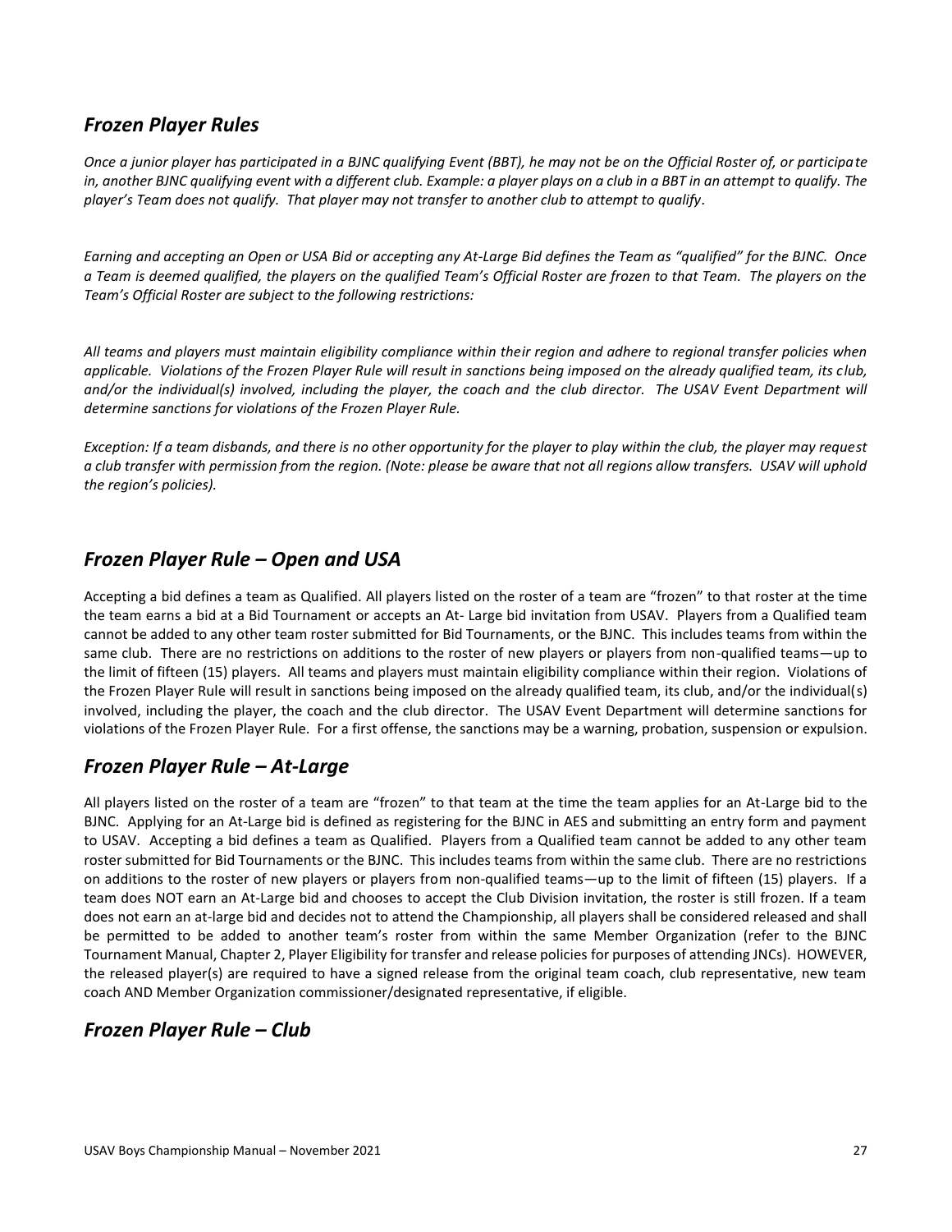## *Frozen Player Rules*

*Once a junior player has participated in a BJNC qualifying Event (BBT), he may not be on the Official Roster of, or participate in, another BJNC qualifying event with a different club. Example: a player plays on a club in a BBT in an attempt to qualify. The player's Team does not qualify. That player may not transfer to another club to attempt to qualify.*

*Earning and accepting an Open or USA Bid or accepting any At-Large Bid defines the Team as "qualified" for the BJNC. Once a Team is deemed qualified, the players on the qualified Team's Official Roster are frozen to that Team. The players on the Team's Official Roster are subject to the following restrictions:*

*All teams and players must maintain eligibility compliance within their region and adhere to regional transfer policies when applicable. Violations of the Frozen Player Rule will result in sanctions being imposed on the already qualified team, its club, and/or the individual(s) involved, including the player, the coach and the club director. The USAV Event Department will determine sanctions for violations of the Frozen Player Rule.*

*Exception: If a team disbands, and there is no other opportunity for the player to play within the club, the player may request a club transfer with permission from the region. (Note: please be aware that not all regions allow transfers. USAV will uphold the region's policies).*

## *Frozen Player Rule – Open and USA*

Accepting a bid defines a team as Qualified. All players listed on the roster of a team are "frozen" to that roster at the time the team earns a bid at a Bid Tournament or accepts an At- Large bid invitation from USAV. Players from a Qualified team cannot be added to any other team roster submitted for Bid Tournaments, or the BJNC. This includes teams from within the same club. There are no restrictions on additions to the roster of new players or players from non-qualified teams—up to the limit of fifteen (15) players. All teams and players must maintain eligibility compliance within their region. Violations of the Frozen Player Rule will result in sanctions being imposed on the already qualified team, its club, and/or the individual(s) involved, including the player, the coach and the club director. The USAV Event Department will determine sanctions for violations of the Frozen Player Rule. For a first offense, the sanctions may be a warning, probation, suspension or expulsion.

## *Frozen Player Rule – At-Large*

All players listed on the roster of a team are "frozen" to that team at the time the team applies for an At-Large bid to the BJNC. Applying for an At-Large bid is defined as registering for the BJNC in AES and submitting an entry form and payment to USAV. Accepting a bid defines a team as Qualified. Players from a Qualified team cannot be added to any other team roster submitted for Bid Tournaments or the BJNC. This includes teams from within the same club. There are no restrictions on additions to the roster of new players or players from non-qualified teams—up to the limit of fifteen (15) players. If a team does NOT earn an At-Large bid and chooses to accept the Club Division invitation, the roster is still frozen. If a team does not earn an at-large bid and decides not to attend the Championship, all players shall be considered released and shall be permitted to be added to another team's roster from within the same Member Organization (refer to the BJNC Tournament Manual, Chapter 2, Player Eligibility for transfer and release policies for purposes of attending JNCs). HOWEVER, the released player(s) are required to have a signed release from the original team coach, club representative, new team coach AND Member Organization commissioner/designated representative, if eligible.

## *Frozen Player Rule – Club*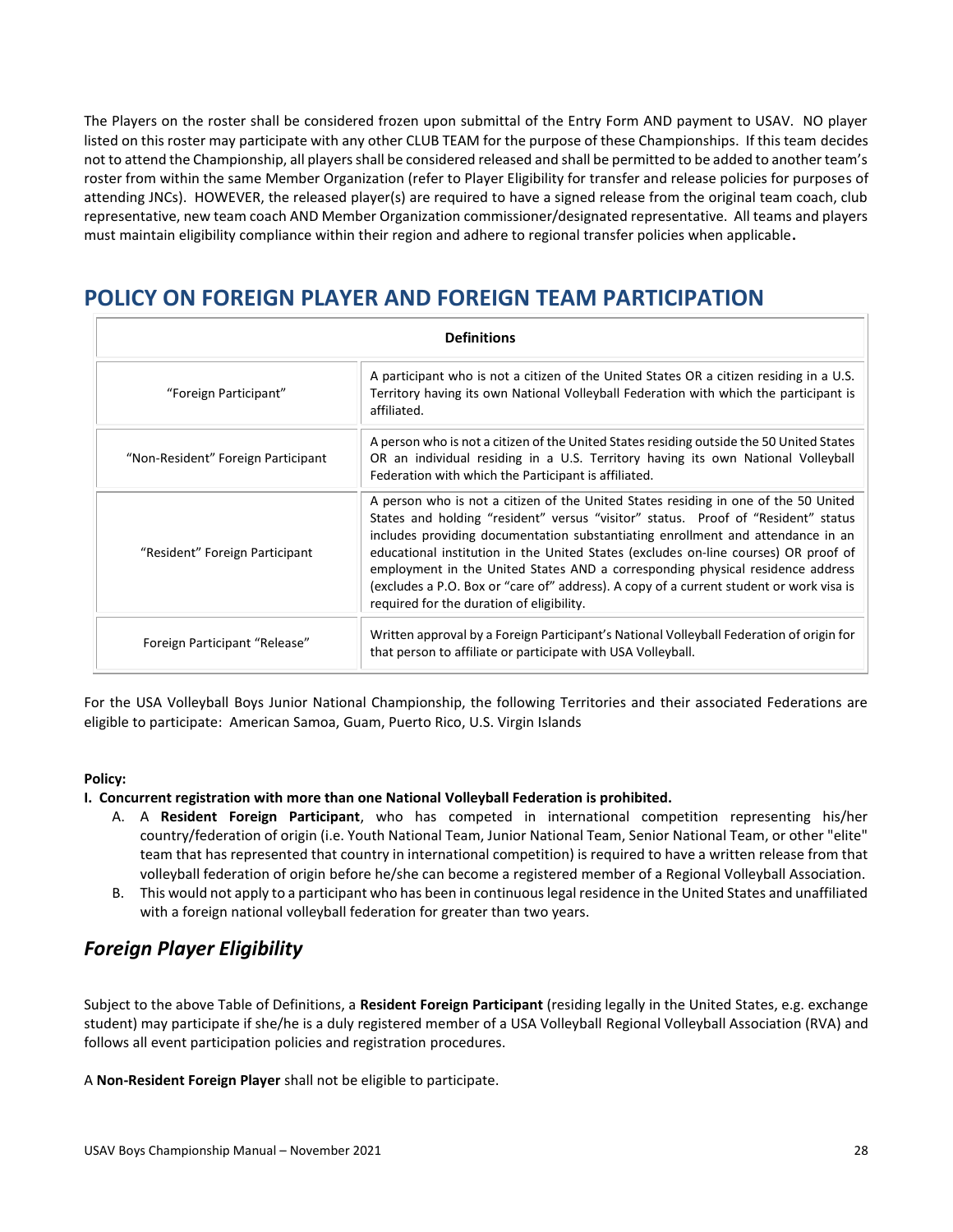The Players on the roster shall be considered frozen upon submittal of the Entry Form AND payment to USAV. NO player listed on this roster may participate with any other CLUB TEAM for the purpose of these Championships. If this team decides not to attend the Championship, all players shall be considered released and shall be permitted to be added to another team's roster from within the same Member Organization (refer to Player Eligibility for transfer and release policies for purposes of attending JNCs). HOWEVER, the released player(s) are required to have a signed release from the original team coach, club representative, new team coach AND Member Organization commissioner/designated representative. All teams and players must maintain eligibility compliance within their region and adhere to regional transfer policies when applicable.

# POLICY ON FOREIGN PLAYER AND FOREIGN TEAM PARTICIPATION

| **Definitions** | |
|---|---|
| "Foreign Participant" | A participant who is not a citizen of the United States OR a citizen residing in a U.S. Territory having its own National Volleyball Federation with which the participant is affiliated. |
| "Non-Resident" Foreign Participant | A person who is not a citizen of the United States residing outside the 50 United States OR an individual residing in a U.S. Territory having its own National Volleyball Federation with which the Participant is affiliated. |
| "Resident" Foreign Participant | A person who is not a citizen of the United States residing in one of the 50 United States and holding "resident" versus "visitor" status. Proof of "Resident" status includes providing documentation substantiating enrollment and attendance in an educational institution in the United States (excludes on-line courses) OR proof of employment in the United States AND a corresponding physical residence address (excludes a P.O. Box or "care of" address). A copy of a current student or work visa is required for the duration of eligibility. |
| Foreign Participant "Release" | Written approval by a Foreign Participant's National Volleyball Federation of origin for that person to affiliate or participate with USA Volleyball. |

For the USA Volleyball Boys Junior National Championship, the following Territories and their associated Federations are eligible to participate: American Samoa, Guam, Puerto Rico, U.S. Virgin Islands

**Policy:**

**I. Concurrent registration with more than one National Volleyball Federation is prohibited.**

A. A **Resident Foreign Participant**, who has competed in international competition representing his/her country/federation of origin (i.e. Youth National Team, Junior National Team, Senior National Team, or other "elite" team that has represented that country in international competition) is required to have a written release from that volleyball federation of origin before he/she can become a registered member of a Regional Volleyball Association.

B. This would not apply to a participant who has been in continuous legal residence in the United States and unaffiliated with a foreign national volleyball federation for greater than two years.

## *Foreign Player Eligibility*

Subject to the above Table of Definitions, a **Resident Foreign Participant** (residing legally in the United States, e.g. exchange student) may participate if she/he is a duly registered member of a USA Volleyball Regional Volleyball Association (RVA) and follows all event participation policies and registration procedures.

A **Non-Resident Foreign Player** shall not be eligible to participate.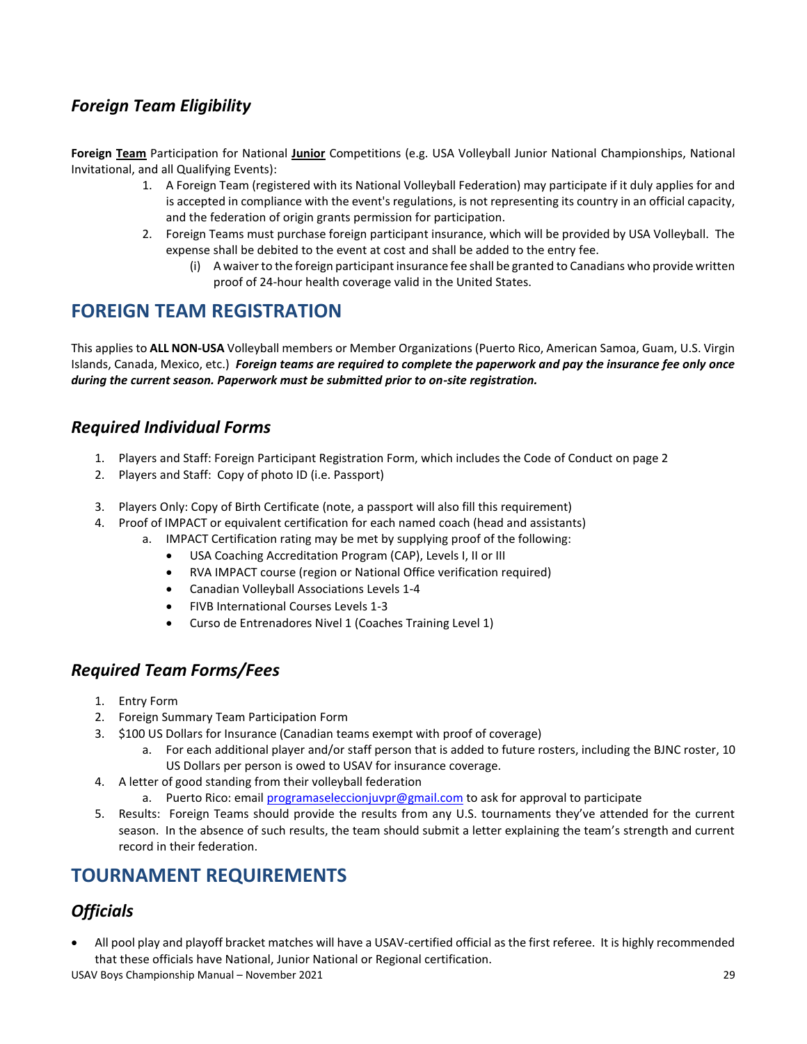### *Foreign Team Eligibility*

**Foreign <u>Team</u>** Participation for National **<u>Junior</u>** Competitions (e.g. USA Volleyball Junior National Championships, National Invitational, and all Qualifying Events):

1. A Foreign Team (registered with its National Volleyball Federation) may participate if it duly applies for and is accepted in compliance with the event's regulations, is not representing its country in an official capacity, and the federation of origin grants permission for participation.
2. Foreign Teams must purchase foreign participant insurance, which will be provided by USA Volleyball. The expense shall be debited to the event at cost and shall be added to the entry fee.
   (i) A waiver to the foreign participant insurance fee shall be granted to Canadians who provide written proof of 24-hour health coverage valid in the United States.

## FOREIGN TEAM REGISTRATION

This applies to **ALL NON-USA** Volleyball members or Member Organizations (Puerto Rico, American Samoa, Guam, U.S. Virgin Islands, Canada, Mexico, etc.) ***Foreign teams are required to complete the paperwork and pay the insurance fee only once during the current season. Paperwork must be submitted prior to on-site registration.***

### *Required Individual Forms*

1. Players and Staff: Foreign Participant Registration Form, which includes the Code of Conduct on page 2
2. Players and Staff: Copy of photo ID (i.e. Passport)
3. Players Only: Copy of Birth Certificate (note, a passport will also fill this requirement)
4. Proof of IMPACT or equivalent certification for each named coach (head and assistants)
   a. IMPACT Certification rating may be met by supplying proof of the following:
      - USA Coaching Accreditation Program (CAP), Levels I, II or III
      - RVA IMPACT course (region or National Office verification required)
      - Canadian Volleyball Associations Levels 1-4
      - FIVB International Courses Levels 1-3
      - Curso de Entrenadores Nivel 1 (Coaches Training Level 1)

### *Required Team Forms/Fees*

1. Entry Form
2. Foreign Summary Team Participation Form
3. $100 US Dollars for Insurance (Canadian teams exempt with proof of coverage)
   a. For each additional player and/or staff person that is added to future rosters, including the BJNC roster, 10 US Dollars per person is owed to USAV for insurance coverage.
4. A letter of good standing from their volleyball federation
   a. Puerto Rico: email programaseleccionjuvpr@gmail.com to ask for approval to participate
5. Results: Foreign Teams should provide the results from any U.S. tournaments they've attended for the current season. In the absence of such results, the team should submit a letter explaining the team's strength and current record in their federation.

## TOURNAMENT REQUIREMENTS

### *Officials*

- All pool play and playoff bracket matches will have a USAV-certified official as the first referee. It is highly recommended that these officials have National, Junior National or Regional certification.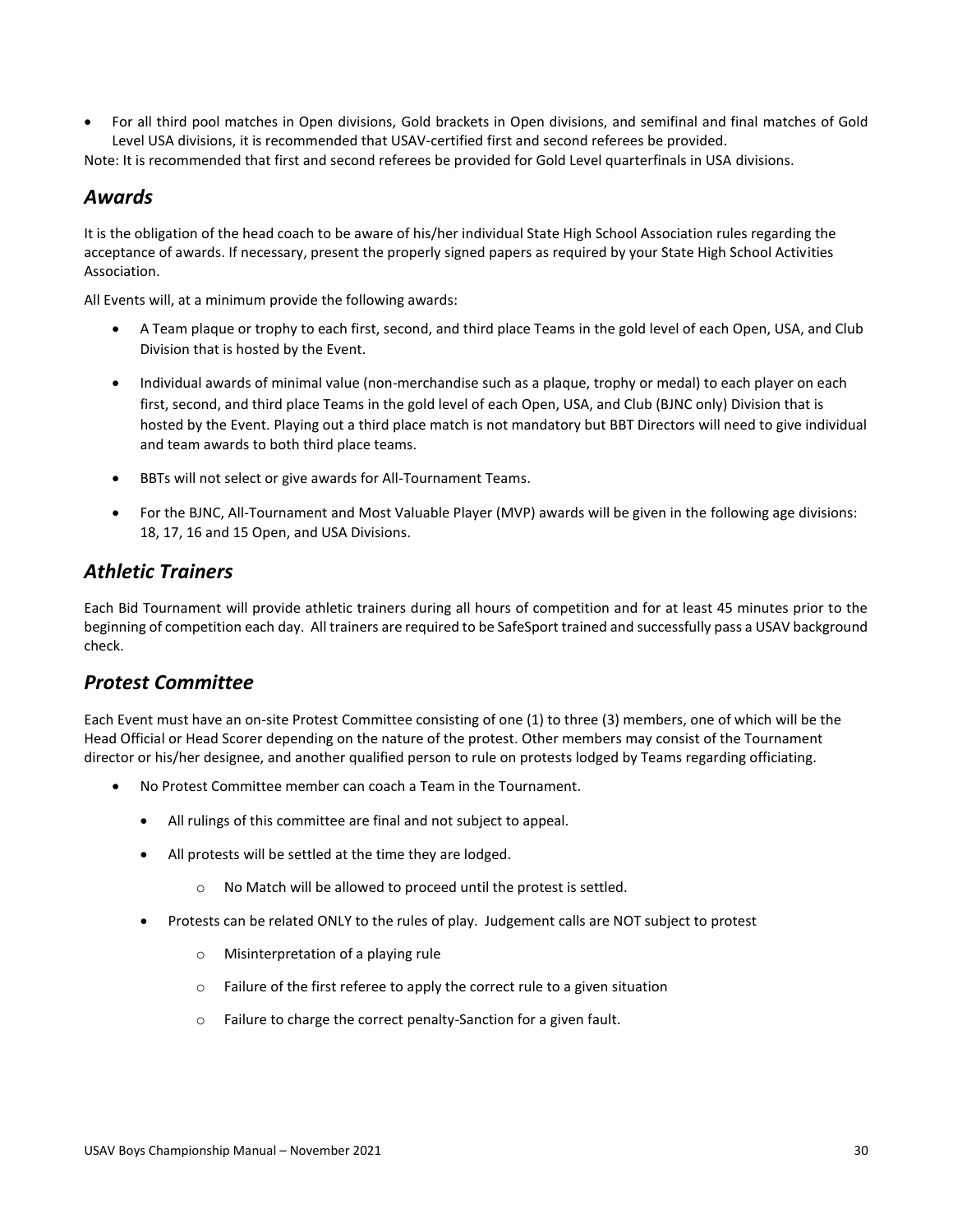- For all third pool matches in Open divisions, Gold brackets in Open divisions, and semifinal and final matches of Gold Level USA divisions, it is recommended that USAV-certified first and second referees be provided.

Note: It is recommended that first and second referees be provided for Gold Level quarterfinals in USA divisions.

## *Awards*

It is the obligation of the head coach to be aware of his/her individual State High School Association rules regarding the acceptance of awards. If necessary, present the properly signed papers as required by your State High School Activities Association.

All Events will, at a minimum provide the following awards:

- A Team plaque or trophy to each first, second, and third place Teams in the gold level of each Open, USA, and Club Division that is hosted by the Event.
- Individual awards of minimal value (non-merchandise such as a plaque, trophy or medal) to each player on each first, second, and third place Teams in the gold level of each Open, USA, and Club (BJNC only) Division that is hosted by the Event. Playing out a third place match is not mandatory but BBT Directors will need to give individual and team awards to both third place teams.
- BBTs will not select or give awards for All-Tournament Teams.
- For the BJNC, All-Tournament and Most Valuable Player (MVP) awards will be given in the following age divisions: 18, 17, 16 and 15 Open, and USA Divisions.

## *Athletic Trainers*

Each Bid Tournament will provide athletic trainers during all hours of competition and for at least 45 minutes prior to the beginning of competition each day. All trainers are required to be SafeSport trained and successfully pass a USAV background check.

## *Protest Committee*

Each Event must have an on-site Protest Committee consisting of one (1) to three (3) members, one of which will be the Head Official or Head Scorer depending on the nature of the protest. Other members may consist of the Tournament director or his/her designee, and another qualified person to rule on protests lodged by Teams regarding officiating.

- No Protest Committee member can coach a Team in the Tournament.
  - All rulings of this committee are final and not subject to appeal.
  - All protests will be settled at the time they are lodged.
    - No Match will be allowed to proceed until the protest is settled.
  - Protests can be related ONLY to the rules of play. Judgement calls are NOT subject to protest
    - Misinterpretation of a playing rule
    - Failure of the first referee to apply the correct rule to a given situation
    - Failure to charge the correct penalty-Sanction for a given fault.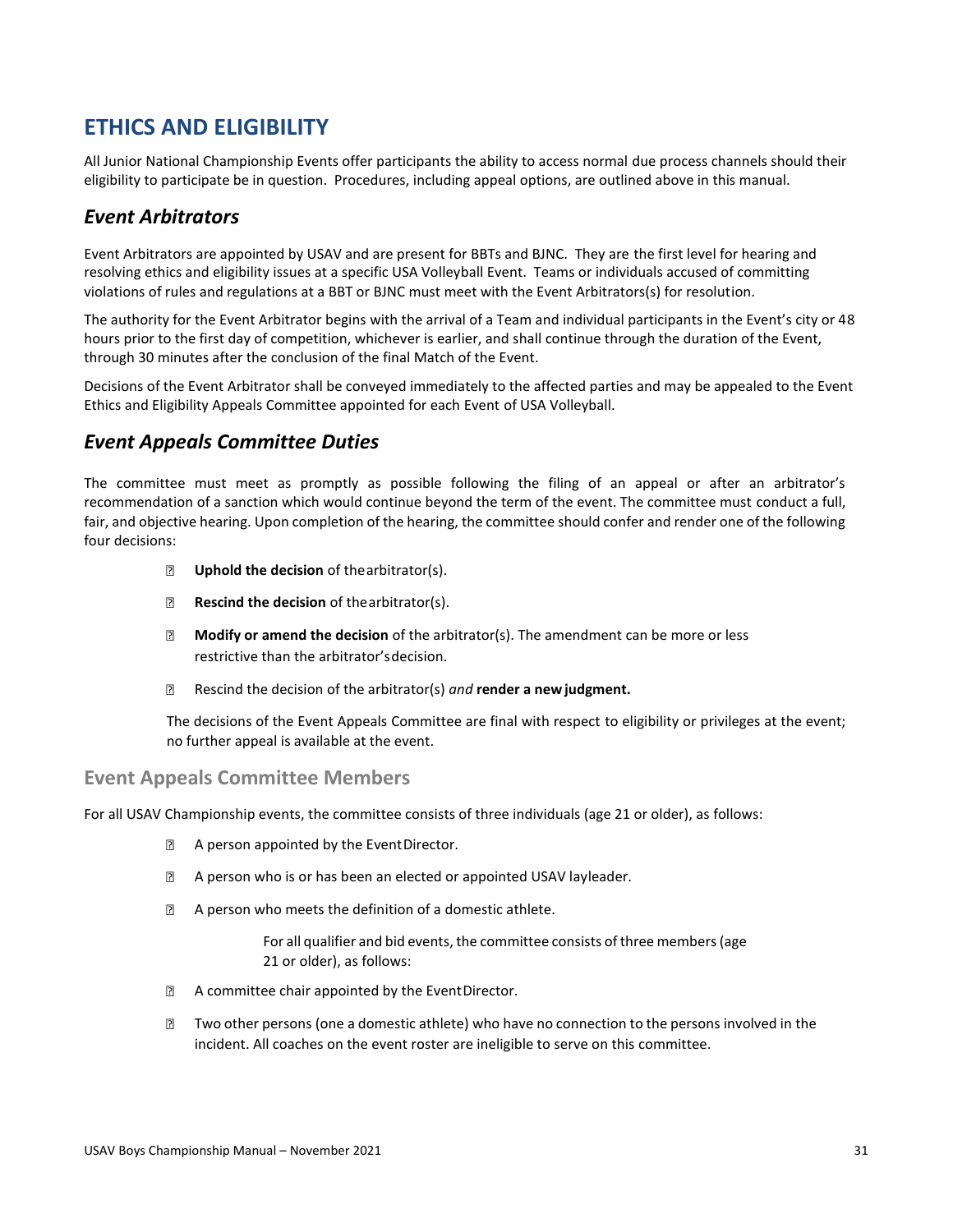# ETHICS AND ELIGIBILITY

All Junior National Championship Events offer participants the ability to access normal due process channels should their eligibility to participate be in question. Procedures, including appeal options, are outlined above in this manual.

## *Event Arbitrators*

Event Arbitrators are appointed by USAV and are present for BBTs and BJNC. They are the first level for hearing and resolving ethics and eligibility issues at a specific USA Volleyball Event. Teams or individuals accused of committing violations of rules and regulations at a BBT or BJNC must meet with the Event Arbitrators(s) for resolution.

The authority for the Event Arbitrator begins with the arrival of a Team and individual participants in the Event's city or 48 hours prior to the first day of competition, whichever is earlier, and shall continue through the duration of the Event, through 30 minutes after the conclusion of the final Match of the Event.

Decisions of the Event Arbitrator shall be conveyed immediately to the affected parties and may be appealed to the Event Ethics and Eligibility Appeals Committee appointed for each Event of USA Volleyball.

## *Event Appeals Committee Duties*

The committee must meet as promptly as possible following the filing of an appeal or after an arbitrator's recommendation of a sanction which would continue beyond the term of the event. The committee must conduct a full, fair, and objective hearing. Upon completion of the hearing, the committee should confer and render one of the following four decisions:

- **Uphold the decision** of the arbitrator(s).
- **Rescind the decision** of the arbitrator(s).
- **Modify or amend the decision** of the arbitrator(s). The amendment can be more or less restrictive than the arbitrator's decision.
- Rescind the decision of the arbitrator(s) *and* **render a new judgment.**

The decisions of the Event Appeals Committee are final with respect to eligibility or privileges at the event; no further appeal is available at the event.

### Event Appeals Committee Members

For all USAV Championship events, the committee consists of three individuals (age 21 or older), as follows:

- A person appointed by the Event Director.
- A person who is or has been an elected or appointed USAV layleader.
- A person who meets the definition of a domestic athlete.

For all qualifier and bid events, the committee consists of three members (age 21 or older), as follows:

- A committee chair appointed by the Event Director.
- Two other persons (one a domestic athlete) who have no connection to the persons involved in the incident. All coaches on the event roster are ineligible to serve on this committee.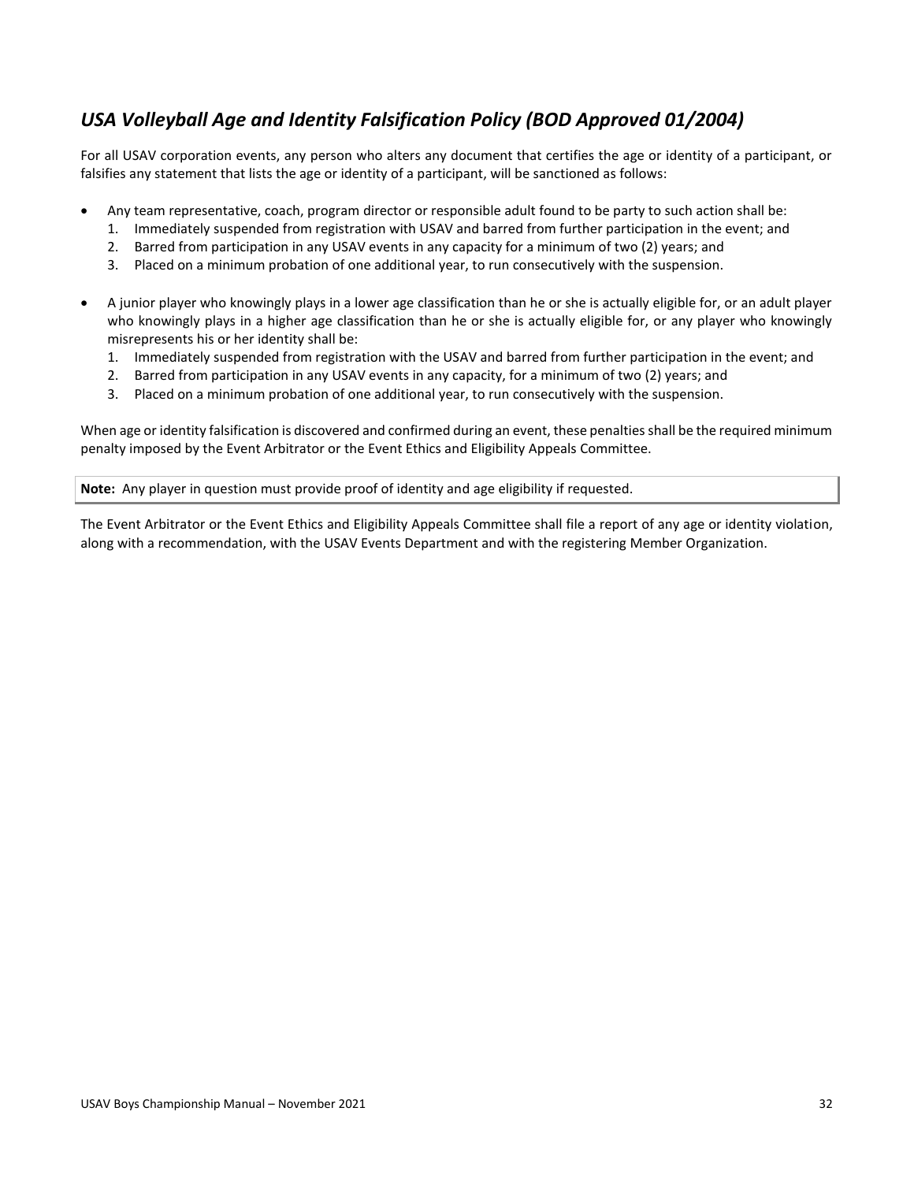## *USA Volleyball Age and Identity Falsification Policy (BOD Approved 01/2004)*

For all USAV corporation events, any person who alters any document that certifies the age or identity of a participant, or falsifies any statement that lists the age or identity of a participant, will be sanctioned as follows:

- Any team representative, coach, program director or responsible adult found to be party to such action shall be:
    1. Immediately suspended from registration with USAV and barred from further participation in the event; and
    2. Barred from participation in any USAV events in any capacity for a minimum of two (2) years; and
    3. Placed on a minimum probation of one additional year, to run consecutively with the suspension.

- A junior player who knowingly plays in a lower age classification than he or she is actually eligible for, or an adult player who knowingly plays in a higher age classification than he or she is actually eligible for, or any player who knowingly misrepresents his or her identity shall be:
    1. Immediately suspended from registration with the USAV and barred from further participation in the event; and
    2. Barred from participation in any USAV events in any capacity, for a minimum of two (2) years; and
    3. Placed on a minimum probation of one additional year, to run consecutively with the suspension.

When age or identity falsification is discovered and confirmed during an event, these penalties shall be the required minimum penalty imposed by the Event Arbitrator or the Event Ethics and Eligibility Appeals Committee.

**Note:** Any player in question must provide proof of identity and age eligibility if requested.

The Event Arbitrator or the Event Ethics and Eligibility Appeals Committee shall file a report of any age or identity violation, along with a recommendation, with the USAV Events Department and with the registering Member Organization.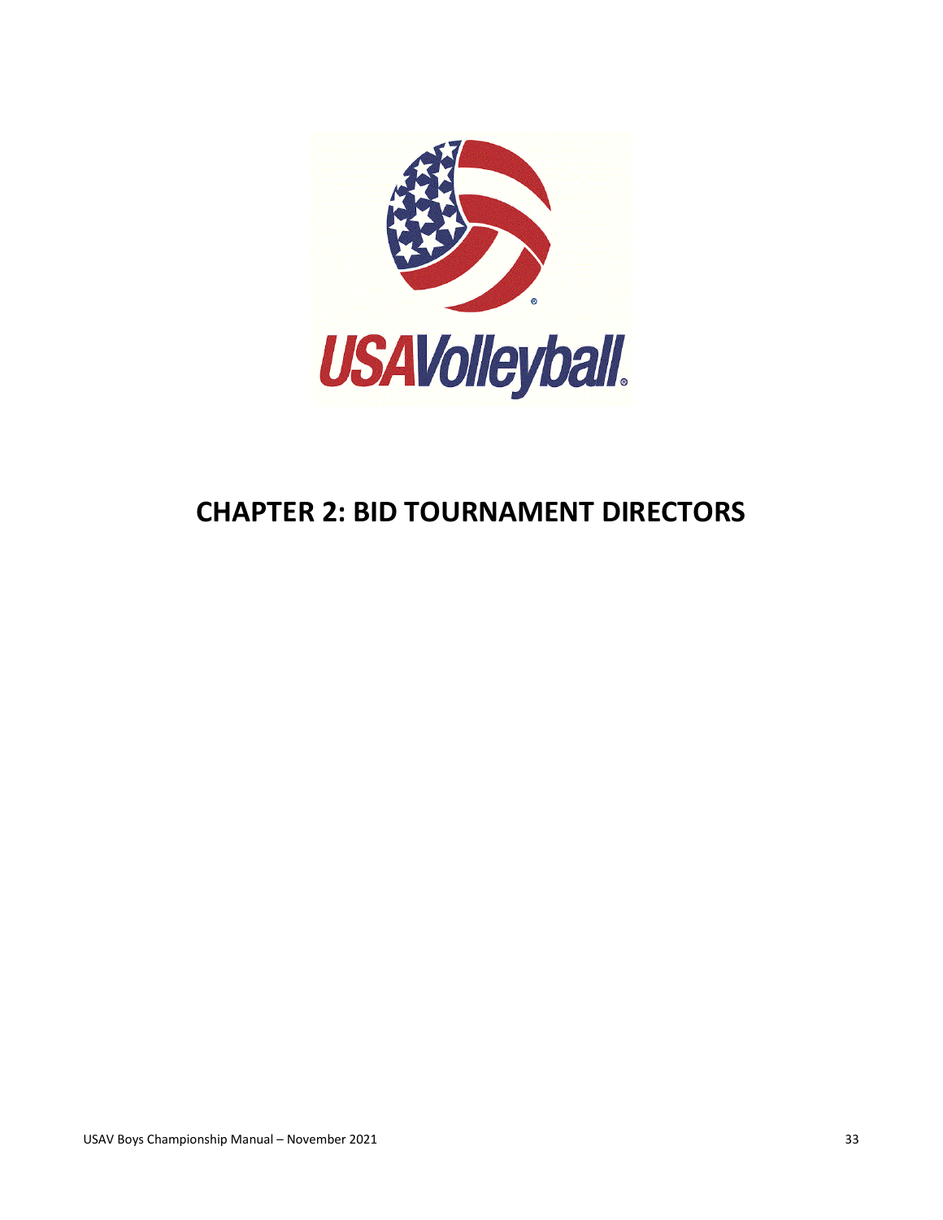# CHAPTER 2: BID TOURNAMENT DIRECTORS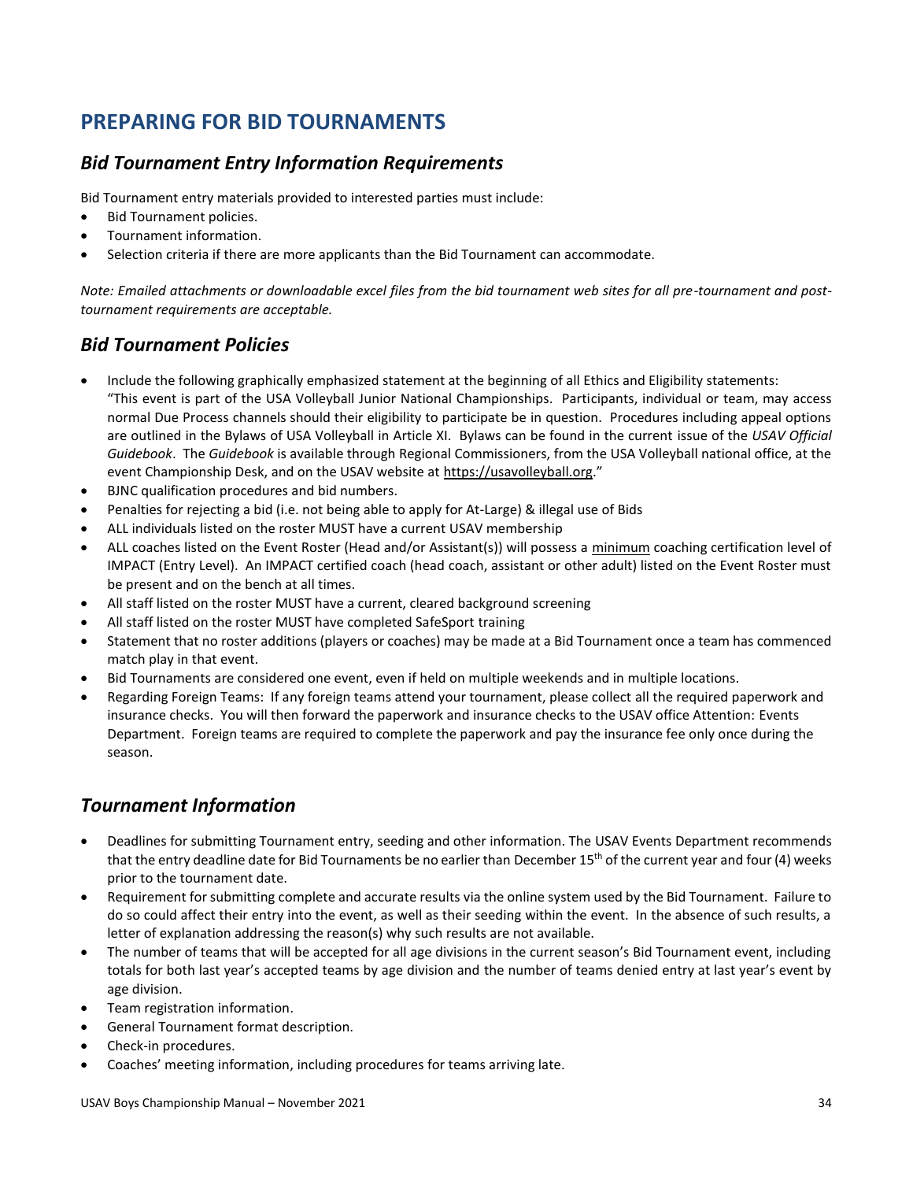# PREPARING FOR BID TOURNAMENTS

## *Bid Tournament Entry Information Requirements*

Bid Tournament entry materials provided to interested parties must include:

- Bid Tournament policies.
- Tournament information.
- Selection criteria if there are more applicants than the Bid Tournament can accommodate.

*Note: Emailed attachments or downloadable excel files from the bid tournament web sites for all pre-tournament and post-tournament requirements are acceptable.*

## *Bid Tournament Policies*

- Include the following graphically emphasized statement at the beginning of all Ethics and Eligibility statements: "This event is part of the USA Volleyball Junior National Championships. Participants, individual or team, may access normal Due Process channels should their eligibility to participate be in question. Procedures including appeal options are outlined in the Bylaws of USA Volleyball in Article XI. Bylaws can be found in the current issue of the *USAV Official Guidebook*. The *Guidebook* is available through Regional Commissioners, from the USA Volleyball national office, at the event Championship Desk, and on the USAV website at https://usavolleyball.org."
- BJNC qualification procedures and bid numbers.
- Penalties for rejecting a bid (i.e. not being able to apply for At-Large) & illegal use of Bids
- ALL individuals listed on the roster MUST have a current USAV membership
- ALL coaches listed on the Event Roster (Head and/or Assistant(s)) will possess a minimum coaching certification level of IMPACT (Entry Level). An IMPACT certified coach (head coach, assistant or other adult) listed on the Event Roster must be present and on the bench at all times.
- All staff listed on the roster MUST have a current, cleared background screening
- All staff listed on the roster MUST have completed SafeSport training
- Statement that no roster additions (players or coaches) may be made at a Bid Tournament once a team has commenced match play in that event.
- Bid Tournaments are considered one event, even if held on multiple weekends and in multiple locations.
- Regarding Foreign Teams: If any foreign teams attend your tournament, please collect all the required paperwork and insurance checks. You will then forward the paperwork and insurance checks to the USAV office Attention: Events Department. Foreign teams are required to complete the paperwork and pay the insurance fee only once during the season.

## *Tournament Information*

- Deadlines for submitting Tournament entry, seeding and other information. The USAV Events Department recommends that the entry deadline date for Bid Tournaments be no earlier than December 15th of the current year and four (4) weeks prior to the tournament date.
- Requirement for submitting complete and accurate results via the online system used by the Bid Tournament. Failure to do so could affect their entry into the event, as well as their seeding within the event. In the absence of such results, a letter of explanation addressing the reason(s) why such results are not available.
- The number of teams that will be accepted for all age divisions in the current season's Bid Tournament event, including totals for both last year's accepted teams by age division and the number of teams denied entry at last year's event by age division.
- Team registration information.
- General Tournament format description.
- Check-in procedures.
- Coaches' meeting information, including procedures for teams arriving late.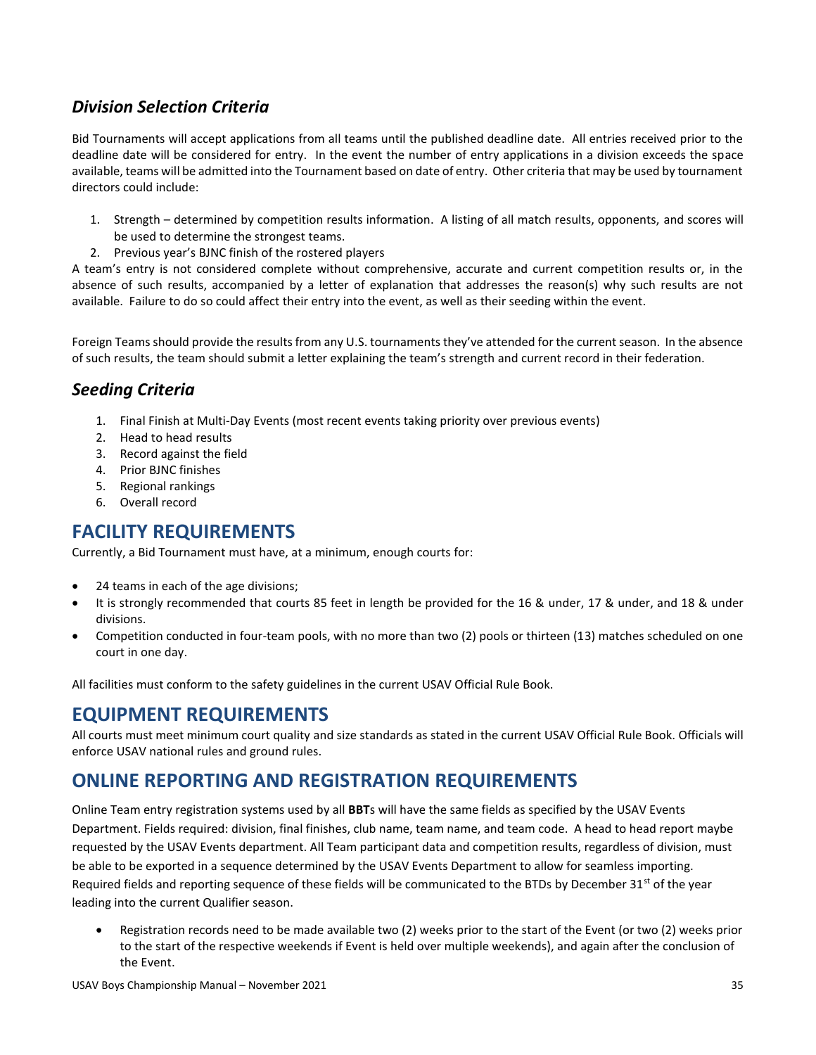## *Division Selection Criteria*

Bid Tournaments will accept applications from all teams until the published deadline date. All entries received prior to the deadline date will be considered for entry. In the event the number of entry applications in a division exceeds the space available, teams will be admitted into the Tournament based on date of entry. Other criteria that may be used by tournament directors could include:

1. Strength – determined by competition results information. A listing of all match results, opponents, and scores will be used to determine the strongest teams.
2. Previous year's BJNC finish of the rostered players

A team's entry is not considered complete without comprehensive, accurate and current competition results or, in the absence of such results, accompanied by a letter of explanation that addresses the reason(s) why such results are not available. Failure to do so could affect their entry into the event, as well as their seeding within the event.

Foreign Teams should provide the results from any U.S. tournaments they've attended for the current season. In the absence of such results, the team should submit a letter explaining the team's strength and current record in their federation.

## *Seeding Criteria*

1. Final Finish at Multi-Day Events (most recent events taking priority over previous events)
2. Head to head results
3. Record against the field
4. Prior BJNC finishes
5. Regional rankings
6. Overall record

# FACILITY REQUIREMENTS

Currently, a Bid Tournament must have, at a minimum, enough courts for:

- 24 teams in each of the age divisions;
- It is strongly recommended that courts 85 feet in length be provided for the 16 & under, 17 & under, and 18 & under divisions.
- Competition conducted in four-team pools, with no more than two (2) pools or thirteen (13) matches scheduled on one court in one day.

All facilities must conform to the safety guidelines in the current USAV Official Rule Book.

# EQUIPMENT REQUIREMENTS

All courts must meet minimum court quality and size standards as stated in the current USAV Official Rule Book. Officials will enforce USAV national rules and ground rules.

# ONLINE REPORTING AND REGISTRATION REQUIREMENTS

Online Team entry registration systems used by all **BBT**s will have the same fields as specified by the USAV Events Department. Fields required: division, final finishes, club name, team name, and team code. A head to head report maybe requested by the USAV Events department. All Team participant data and competition results, regardless of division, must be able to be exported in a sequence determined by the USAV Events Department to allow for seamless importing. Required fields and reporting sequence of these fields will be communicated to the BTDs by December 31st of the year leading into the current Qualifier season.

- Registration records need to be made available two (2) weeks prior to the start of the Event (or two (2) weeks prior to the start of the respective weekends if Event is held over multiple weekends), and again after the conclusion of the Event.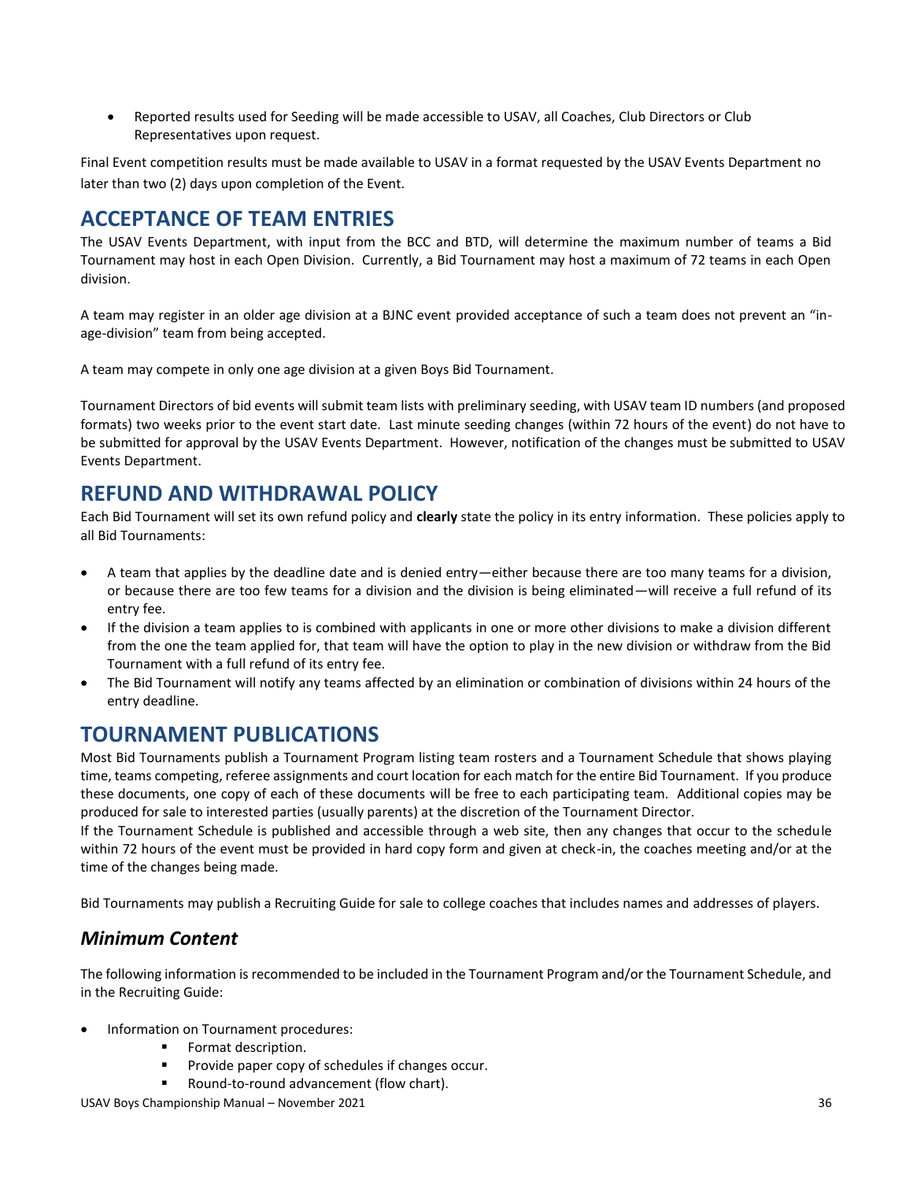- Reported results used for Seeding will be made accessible to USAV, all Coaches, Club Directors or Club Representatives upon request.

Final Event competition results must be made available to USAV in a format requested by the USAV Events Department no later than two (2) days upon completion of the Event.

## ACCEPTANCE OF TEAM ENTRIES

The USAV Events Department, with input from the BCC and BTD, will determine the maximum number of teams a Bid Tournament may host in each Open Division. Currently, a Bid Tournament may host a maximum of 72 teams in each Open division.

A team may register in an older age division at a BJNC event provided acceptance of such a team does not prevent an "in-age-division" team from being accepted.

A team may compete in only one age division at a given Boys Bid Tournament.

Tournament Directors of bid events will submit team lists with preliminary seeding, with USAV team ID numbers (and proposed formats) two weeks prior to the event start date. Last minute seeding changes (within 72 hours of the event) do not have to be submitted for approval by the USAV Events Department. However, notification of the changes must be submitted to USAV Events Department.

## REFUND AND WITHDRAWAL POLICY

Each Bid Tournament will set its own refund policy and **clearly** state the policy in its entry information. These policies apply to all Bid Tournaments:

- A team that applies by the deadline date and is denied entry—either because there are too many teams for a division, or because there are too few teams for a division and the division is being eliminated—will receive a full refund of its entry fee.
- If the division a team applies to is combined with applicants in one or more other divisions to make a division different from the one the team applied for, that team will have the option to play in the new division or withdraw from the Bid Tournament with a full refund of its entry fee.
- The Bid Tournament will notify any teams affected by an elimination or combination of divisions within 24 hours of the entry deadline.

## TOURNAMENT PUBLICATIONS

Most Bid Tournaments publish a Tournament Program listing team rosters and a Tournament Schedule that shows playing time, teams competing, referee assignments and court location for each match for the entire Bid Tournament. If you produce these documents, one copy of each of these documents will be free to each participating team. Additional copies may be produced for sale to interested parties (usually parents) at the discretion of the Tournament Director.
If the Tournament Schedule is published and accessible through a web site, then any changes that occur to the schedule within 72 hours of the event must be provided in hard copy form and given at check-in, the coaches meeting and/or at the time of the changes being made.

Bid Tournaments may publish a Recruiting Guide for sale to college coaches that includes names and addresses of players.

### *Minimum Content*

The following information is recommended to be included in the Tournament Program and/or the Tournament Schedule, and in the Recruiting Guide:

- Information on Tournament procedures:
  - Format description.
  - Provide paper copy of schedules if changes occur.
  - Round-to-round advancement (flow chart).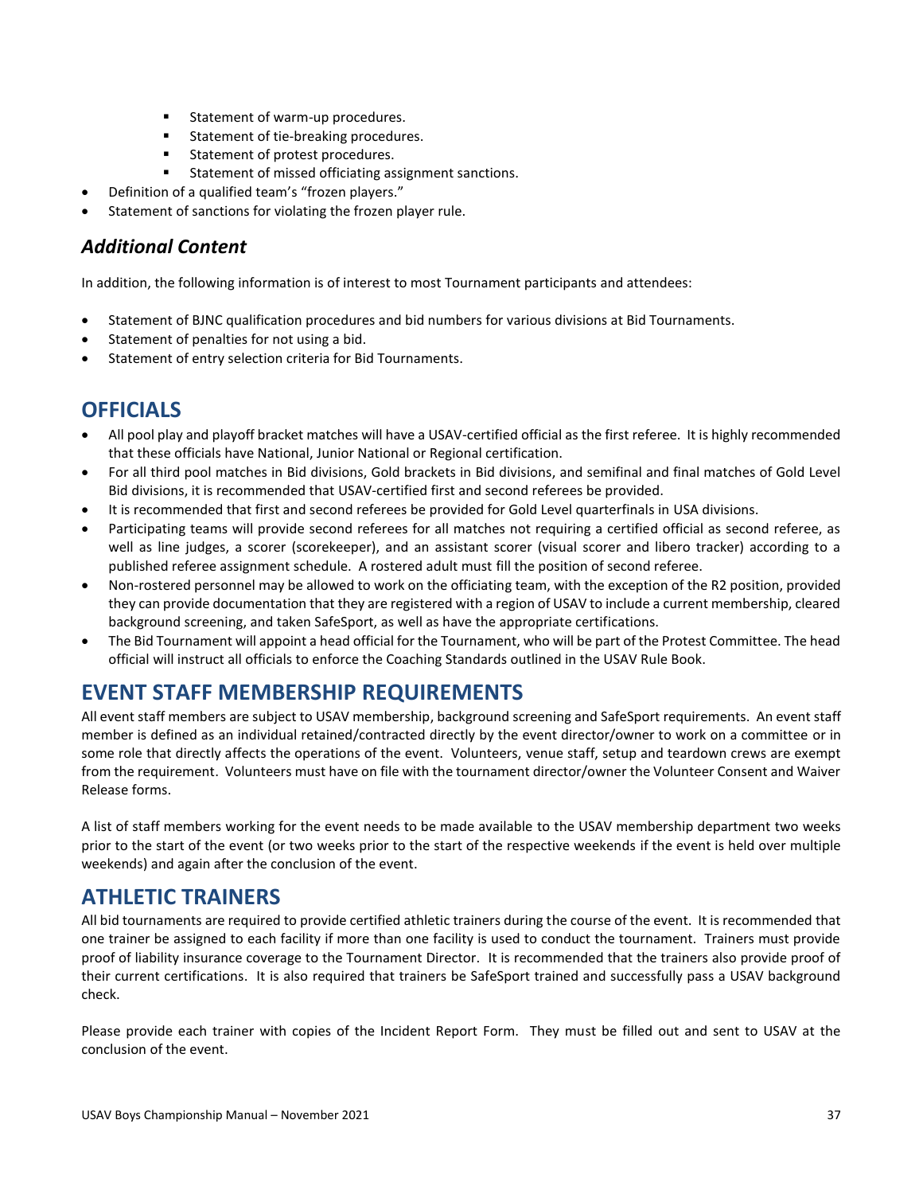- Statement of warm-up procedures.
  - Statement of tie-breaking procedures.
  - Statement of protest procedures.
  - Statement of missed officiating assignment sanctions.
- Definition of a qualified team's "frozen players."
- Statement of sanctions for violating the frozen player rule.

### *Additional Content*

In addition, the following information is of interest to most Tournament participants and attendees:

- Statement of BJNC qualification procedures and bid numbers for various divisions at Bid Tournaments.
- Statement of penalties for not using a bid.
- Statement of entry selection criteria for Bid Tournaments.

## OFFICIALS

- All pool play and playoff bracket matches will have a USAV-certified official as the first referee. It is highly recommended that these officials have National, Junior National or Regional certification.
- For all third pool matches in Bid divisions, Gold brackets in Bid divisions, and semifinal and final matches of Gold Level Bid divisions, it is recommended that USAV-certified first and second referees be provided.
- It is recommended that first and second referees be provided for Gold Level quarterfinals in USA divisions.
- Participating teams will provide second referees for all matches not requiring a certified official as second referee, as well as line judges, a scorer (scorekeeper), and an assistant scorer (visual scorer and libero tracker) according to a published referee assignment schedule. A rostered adult must fill the position of second referee.
- Non-rostered personnel may be allowed to work on the officiating team, with the exception of the R2 position, provided they can provide documentation that they are registered with a region of USAV to include a current membership, cleared background screening, and taken SafeSport, as well as have the appropriate certifications.
- The Bid Tournament will appoint a head official for the Tournament, who will be part of the Protest Committee. The head official will instruct all officials to enforce the Coaching Standards outlined in the USAV Rule Book.

## EVENT STAFF MEMBERSHIP REQUIREMENTS

All event staff members are subject to USAV membership, background screening and SafeSport requirements. An event staff member is defined as an individual retained/contracted directly by the event director/owner to work on a committee or in some role that directly affects the operations of the event. Volunteers, venue staff, setup and teardown crews are exempt from the requirement. Volunteers must have on file with the tournament director/owner the Volunteer Consent and Waiver Release forms.

A list of staff members working for the event needs to be made available to the USAV membership department two weeks prior to the start of the event (or two weeks prior to the start of the respective weekends if the event is held over multiple weekends) and again after the conclusion of the event.

## ATHLETIC TRAINERS

All bid tournaments are required to provide certified athletic trainers during the course of the event. It is recommended that one trainer be assigned to each facility if more than one facility is used to conduct the tournament. Trainers must provide proof of liability insurance coverage to the Tournament Director. It is recommended that the trainers also provide proof of their current certifications. It is also required that trainers be SafeSport trained and successfully pass a USAV background check.

Please provide each trainer with copies of the Incident Report Form. They must be filled out and sent to USAV at the conclusion of the event.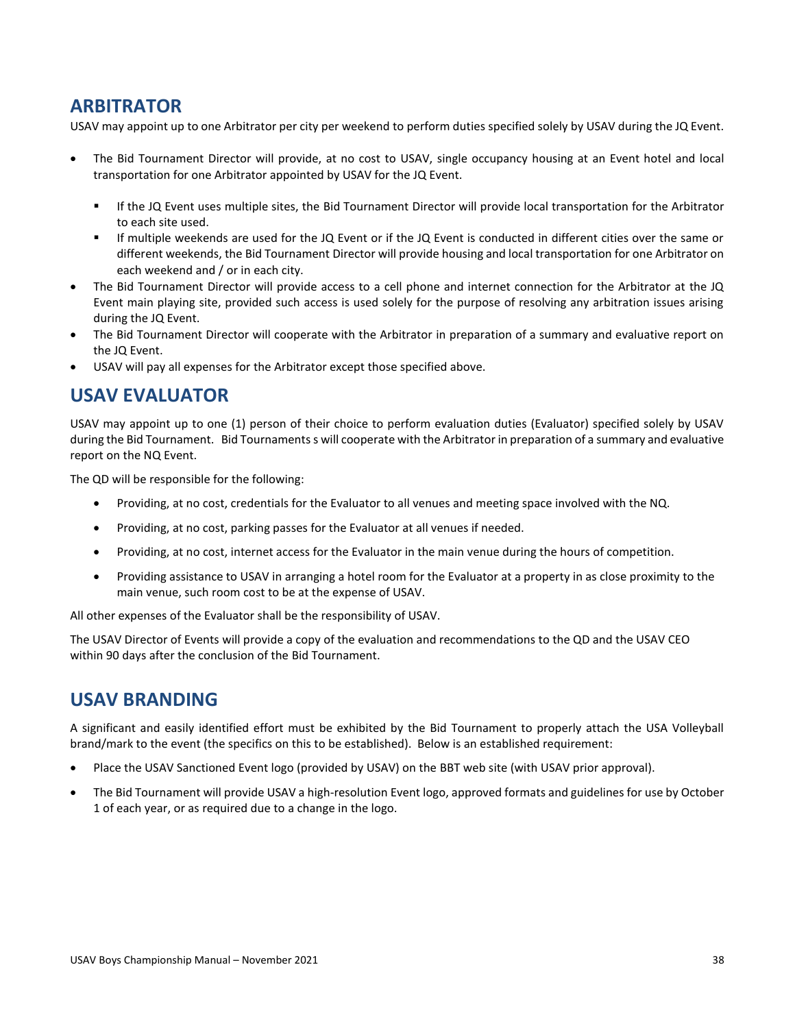## ARBITRATOR

USAV may appoint up to one Arbitrator per city per weekend to perform duties specified solely by USAV during the JQ Event.

- The Bid Tournament Director will provide, at no cost to USAV, single occupancy housing at an Event hotel and local transportation for one Arbitrator appointed by USAV for the JQ Event.
  - If the JQ Event uses multiple sites, the Bid Tournament Director will provide local transportation for the Arbitrator to each site used.
  - If multiple weekends are used for the JQ Event or if the JQ Event is conducted in different cities over the same or different weekends, the Bid Tournament Director will provide housing and local transportation for one Arbitrator on each weekend and / or in each city.
- The Bid Tournament Director will provide access to a cell phone and internet connection for the Arbitrator at the JQ Event main playing site, provided such access is used solely for the purpose of resolving any arbitration issues arising during the JQ Event.
- The Bid Tournament Director will cooperate with the Arbitrator in preparation of a summary and evaluative report on the JQ Event.
- USAV will pay all expenses for the Arbitrator except those specified above.

## USAV EVALUATOR

USAV may appoint up to one (1) person of their choice to perform evaluation duties (Evaluator) specified solely by USAV during the Bid Tournament. Bid Tournaments s will cooperate with the Arbitrator in preparation of a summary and evaluative report on the NQ Event.

The QD will be responsible for the following:

- Providing, at no cost, credentials for the Evaluator to all venues and meeting space involved with the NQ.
- Providing, at no cost, parking passes for the Evaluator at all venues if needed.
- Providing, at no cost, internet access for the Evaluator in the main venue during the hours of competition.
- Providing assistance to USAV in arranging a hotel room for the Evaluator at a property in as close proximity to the main venue, such room cost to be at the expense of USAV.

All other expenses of the Evaluator shall be the responsibility of USAV.

The USAV Director of Events will provide a copy of the evaluation and recommendations to the QD and the USAV CEO within 90 days after the conclusion of the Bid Tournament.

## USAV BRANDING

A significant and easily identified effort must be exhibited by the Bid Tournament to properly attach the USA Volleyball brand/mark to the event (the specifics on this to be established). Below is an established requirement:

- Place the USAV Sanctioned Event logo (provided by USAV) on the BBT web site (with USAV prior approval).
- The Bid Tournament will provide USAV a high-resolution Event logo, approved formats and guidelines for use by October 1 of each year, or as required due to a change in the logo.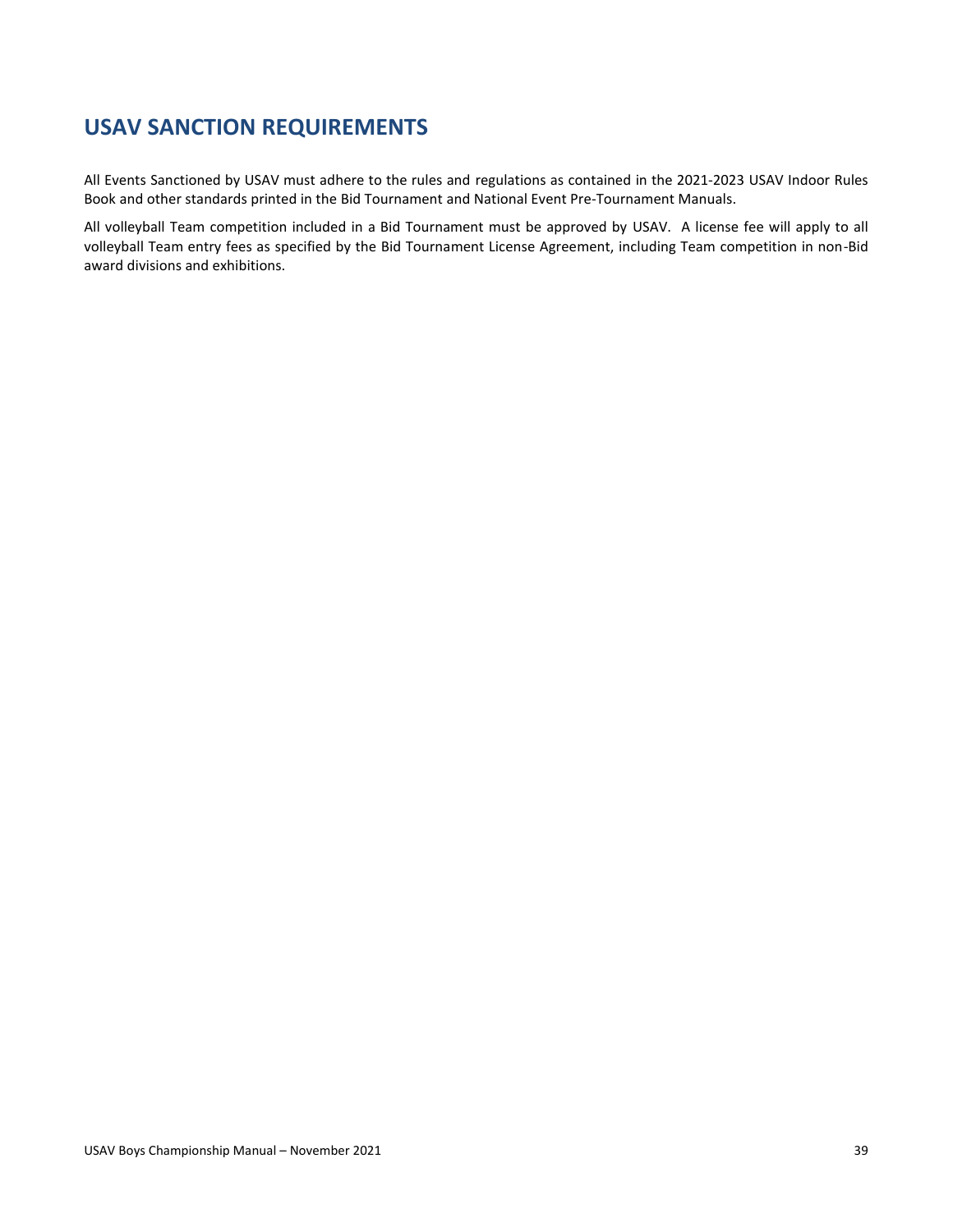## USAV SANCTION REQUIREMENTS

All Events Sanctioned by USAV must adhere to the rules and regulations as contained in the 2021-2023 USAV Indoor Rules Book and other standards printed in the Bid Tournament and National Event Pre-Tournament Manuals.

All volleyball Team competition included in a Bid Tournament must be approved by USAV. A license fee will apply to all volleyball Team entry fees as specified by the Bid Tournament License Agreement, including Team competition in non-Bid award divisions and exhibitions.